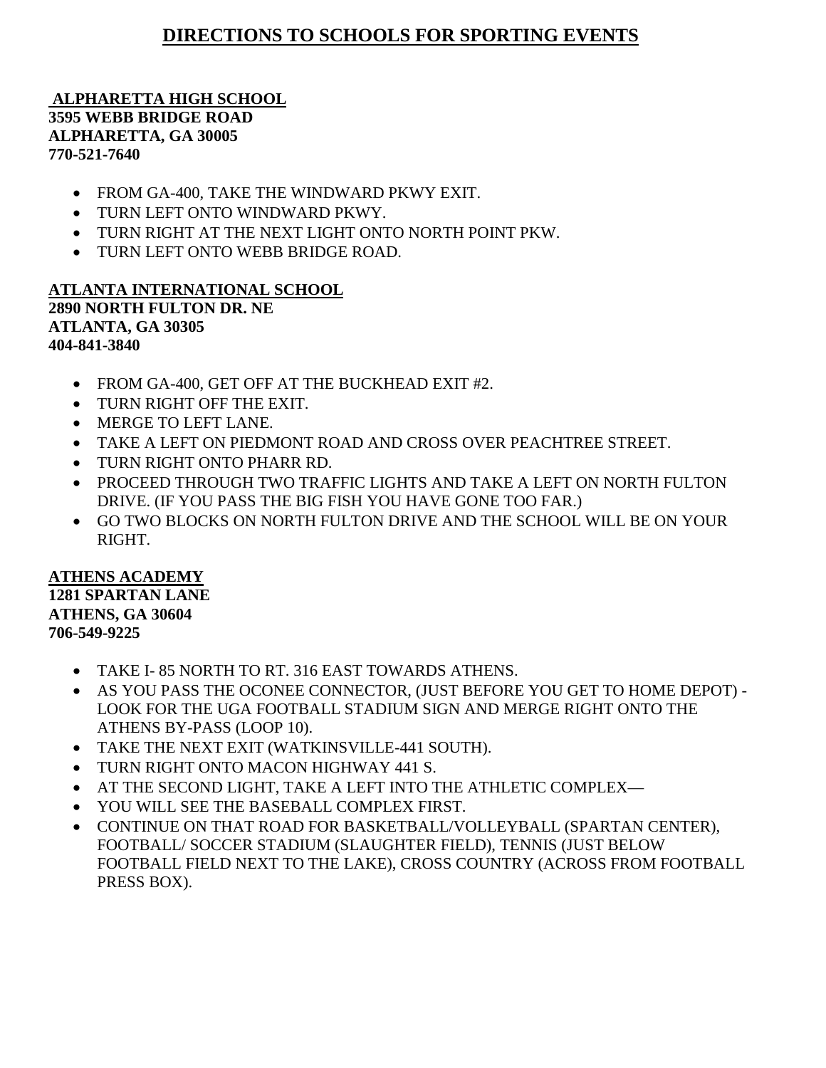# DIRECTIONS TO SCHOOLS FOR SPORTING EVENTS

**ALPHARETTA HIGH SCHOOL**
**3595 WEBB BRIDGE ROAD**
**ALPHARETTA, GA 30005**
**770-521-7640**

- FROM GA-400, TAKE THE WINDWARD PKWY EXIT.
- TURN LEFT ONTO WINDWARD PKWY.
- TURN RIGHT AT THE NEXT LIGHT ONTO NORTH POINT PKW.
- TURN LEFT ONTO WEBB BRIDGE ROAD.

**ATLANTA INTERNATIONAL SCHOOL**
**2890 NORTH FULTON DR. NE**
**ATLANTA, GA 30305**
**404-841-3840**

- FROM GA-400, GET OFF AT THE BUCKHEAD EXIT #2.
- TURN RIGHT OFF THE EXIT.
- MERGE TO LEFT LANE.
- TAKE A LEFT ON PIEDMONT ROAD AND CROSS OVER PEACHTREE STREET.
- TURN RIGHT ONTO PHARR RD.
- PROCEED THROUGH TWO TRAFFIC LIGHTS AND TAKE A LEFT ON NORTH FULTON DRIVE. (IF YOU PASS THE BIG FISH YOU HAVE GONE TOO FAR.)
- GO TWO BLOCKS ON NORTH FULTON DRIVE AND THE SCHOOL WILL BE ON YOUR RIGHT.

**ATHENS ACADEMY**
**1281 SPARTAN LANE**
**ATHENS, GA 30604**
**706-549-9225**

- TAKE I- 85 NORTH TO RT. 316 EAST TOWARDS ATHENS.
- AS YOU PASS THE OCONEE CONNECTOR, (JUST BEFORE YOU GET TO HOME DEPOT) - LOOK FOR THE UGA FOOTBALL STADIUM SIGN AND MERGE RIGHT ONTO THE ATHENS BY-PASS (LOOP 10).
- TAKE THE NEXT EXIT (WATKINSVILLE-441 SOUTH).
- TURN RIGHT ONTO MACON HIGHWAY 441 S.
- AT THE SECOND LIGHT, TAKE A LEFT INTO THE ATHLETIC COMPLEX—
- YOU WILL SEE THE BASEBALL COMPLEX FIRST.
- CONTINUE ON THAT ROAD FOR BASKETBALL/VOLLEYBALL (SPARTAN CENTER), FOOTBALL/ SOCCER STADIUM (SLAUGHTER FIELD), TENNIS (JUST BELOW FOOTBALL FIELD NEXT TO THE LAKE), CROSS COUNTRY (ACROSS FROM FOOTBALL PRESS BOX).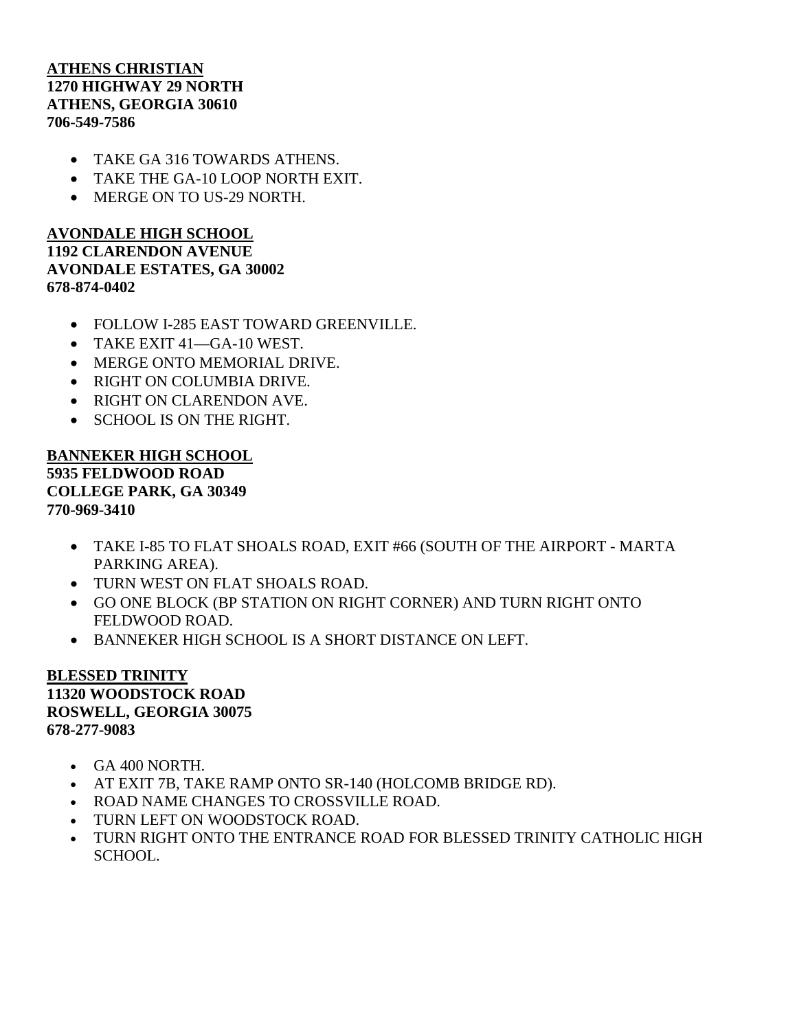**<u>ATHENS CHRISTIAN</u>**
**1270 HIGHWAY 29 NORTH**
**ATHENS, GEORGIA 30610**
**706-549-7586**

- TAKE GA 316 TOWARDS ATHENS.
- TAKE THE GA-10 LOOP NORTH EXIT.
- MERGE ON TO US-29 NORTH.

**<u>AVONDALE HIGH SCHOOL</u>**
**1192 CLARENDON AVENUE**
**AVONDALE ESTATES, GA 30002**
**678-874-0402**

- FOLLOW I-285 EAST TOWARD GREENVILLE.
- TAKE EXIT 41—GA-10 WEST.
- MERGE ONTO MEMORIAL DRIVE.
- RIGHT ON COLUMBIA DRIVE.
- RIGHT ON CLARENDON AVE.
- SCHOOL IS ON THE RIGHT.

**<u>BANNEKER HIGH SCHOOL</u>**
**5935 FELDWOOD ROAD**
**COLLEGE PARK, GA 30349**
**770-969-3410**

- TAKE I-85 TO FLAT SHOALS ROAD, EXIT #66 (SOUTH OF THE AIRPORT - MARTA PARKING AREA).
- TURN WEST ON FLAT SHOALS ROAD.
- GO ONE BLOCK (BP STATION ON RIGHT CORNER) AND TURN RIGHT ONTO FELDWOOD ROAD.
- BANNEKER HIGH SCHOOL IS A SHORT DISTANCE ON LEFT.

**<u>BLESSED TRINITY</u>**
**11320 WOODSTOCK ROAD**
**ROSWELL, GEORGIA 30075**
**678-277-9083**

- GA 400 NORTH.
- AT EXIT 7B, TAKE RAMP ONTO SR-140 (HOLCOMB BRIDGE RD).
- ROAD NAME CHANGES TO CROSSVILLE ROAD.
- TURN LEFT ON WOODSTOCK ROAD.
- TURN RIGHT ONTO THE ENTRANCE ROAD FOR BLESSED TRINITY CATHOLIC HIGH SCHOOL.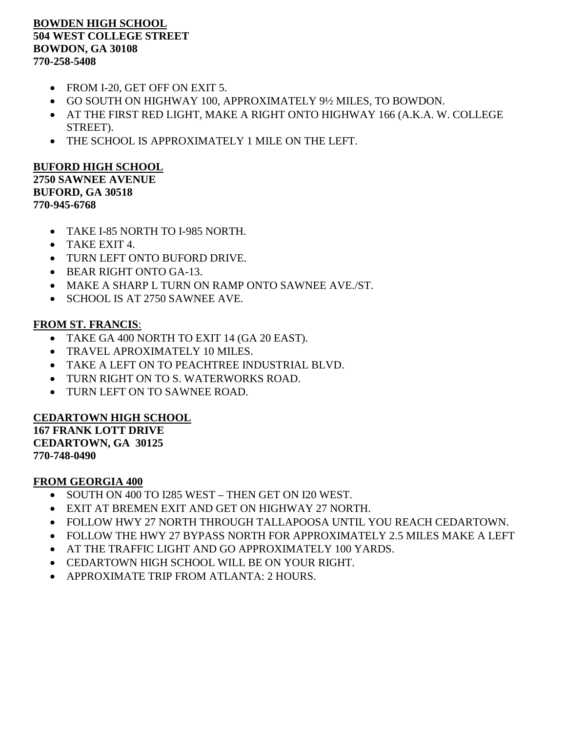**BOWDEN HIGH SCHOOL**
**504 WEST COLLEGE STREET**
**BOWDON, GA 30108**
**770-258-5408**

- FROM I-20, GET OFF ON EXIT 5.
- GO SOUTH ON HIGHWAY 100, APPROXIMATELY 9½ MILES, TO BOWDON.
- AT THE FIRST RED LIGHT, MAKE A RIGHT ONTO HIGHWAY 166 (A.K.A. W. COLLEGE STREET).
- THE SCHOOL IS APPROXIMATELY 1 MILE ON THE LEFT.

**BUFORD HIGH SCHOOL**
**2750 SAWNEE AVENUE**
**BUFORD, GA 30518**
**770-945-6768**

- TAKE I-85 NORTH TO I-985 NORTH.
- TAKE EXIT 4.
- TURN LEFT ONTO BUFORD DRIVE.
- BEAR RIGHT ONTO GA-13.
- MAKE A SHARP L TURN ON RAMP ONTO SAWNEE AVE./ST.
- SCHOOL IS AT 2750 SAWNEE AVE.

**FROM ST. FRANCIS**:

- TAKE GA 400 NORTH TO EXIT 14 (GA 20 EAST).
- TRAVEL APROXIMATELY 10 MILES.
- TAKE A LEFT ON TO PEACHTREE INDUSTRIAL BLVD.
- TURN RIGHT ON TO S. WATERWORKS ROAD.
- TURN LEFT ON TO SAWNEE ROAD.

**CEDARTOWN HIGH SCHOOL**
**167 FRANK LOTT DRIVE**
**CEDARTOWN, GA 30125**
**770-748-0490**

**FROM GEORGIA 400**

- SOUTH ON 400 TO I285 WEST – THEN GET ON I20 WEST.
- EXIT AT BREMEN EXIT AND GET ON HIGHWAY 27 NORTH.
- FOLLOW HWY 27 NORTH THROUGH TALLAPOOSA UNTIL YOU REACH CEDARTOWN.
- FOLLOW THE HWY 27 BYPASS NORTH FOR APPROXIMATELY 2.5 MILES MAKE A LEFT
- AT THE TRAFFIC LIGHT AND GO APPROXIMATELY 100 YARDS.
- CEDARTOWN HIGH SCHOOL WILL BE ON YOUR RIGHT.
- APPROXIMATE TRIP FROM ATLANTA: 2 HOURS.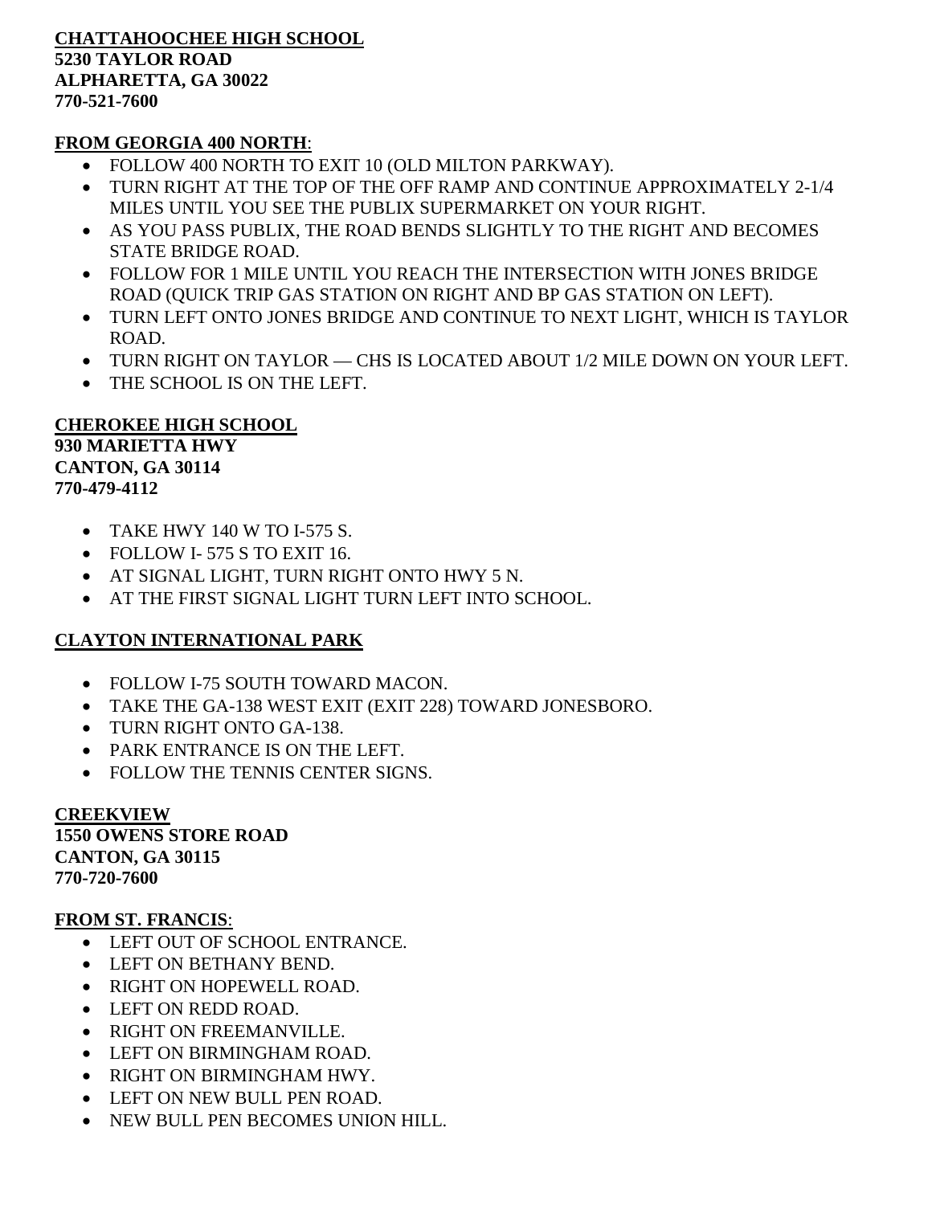**CHATTAHOOCHEE HIGH SCHOOL**
**5230 TAYLOR ROAD**
**ALPHARETTA, GA 30022**
**770-521-7600**

**FROM GEORGIA 400 NORTH**:

- FOLLOW 400 NORTH TO EXIT 10 (OLD MILTON PARKWAY).
- TURN RIGHT AT THE TOP OF THE OFF RAMP AND CONTINUE APPROXIMATELY 2-1/4 MILES UNTIL YOU SEE THE PUBLIX SUPERMARKET ON YOUR RIGHT.
- AS YOU PASS PUBLIX, THE ROAD BENDS SLIGHTLY TO THE RIGHT AND BECOMES STATE BRIDGE ROAD.
- FOLLOW FOR 1 MILE UNTIL YOU REACH THE INTERSECTION WITH JONES BRIDGE ROAD (QUICK TRIP GAS STATION ON RIGHT AND BP GAS STATION ON LEFT).
- TURN LEFT ONTO JONES BRIDGE AND CONTINUE TO NEXT LIGHT, WHICH IS TAYLOR ROAD.
- TURN RIGHT ON TAYLOR — CHS IS LOCATED ABOUT 1/2 MILE DOWN ON YOUR LEFT.
- THE SCHOOL IS ON THE LEFT.

**CHEROKEE HIGH SCHOOL**
**930 MARIETTA HWY**
**CANTON, GA 30114**
**770-479-4112**

- TAKE HWY 140 W TO I-575 S.
- FOLLOW I- 575 S TO EXIT 16.
- AT SIGNAL LIGHT, TURN RIGHT ONTO HWY 5 N.
- AT THE FIRST SIGNAL LIGHT TURN LEFT INTO SCHOOL.

**CLAYTON INTERNATIONAL PARK**

- FOLLOW I-75 SOUTH TOWARD MACON.
- TAKE THE GA-138 WEST EXIT (EXIT 228) TOWARD JONESBORO.
- TURN RIGHT ONTO GA-138.
- PARK ENTRANCE IS ON THE LEFT.
- FOLLOW THE TENNIS CENTER SIGNS.

**CREEKVIEW**
**1550 OWENS STORE ROAD**
**CANTON, GA 30115**
**770-720-7600**

**FROM ST. FRANCIS**:

- LEFT OUT OF SCHOOL ENTRANCE.
- LEFT ON BETHANY BEND.
- RIGHT ON HOPEWELL ROAD.
- LEFT ON REDD ROAD.
- RIGHT ON FREEMANVILLE.
- LEFT ON BIRMINGHAM ROAD.
- RIGHT ON BIRMINGHAM HWY.
- LEFT ON NEW BULL PEN ROAD.
- NEW BULL PEN BECOMES UNION HILL.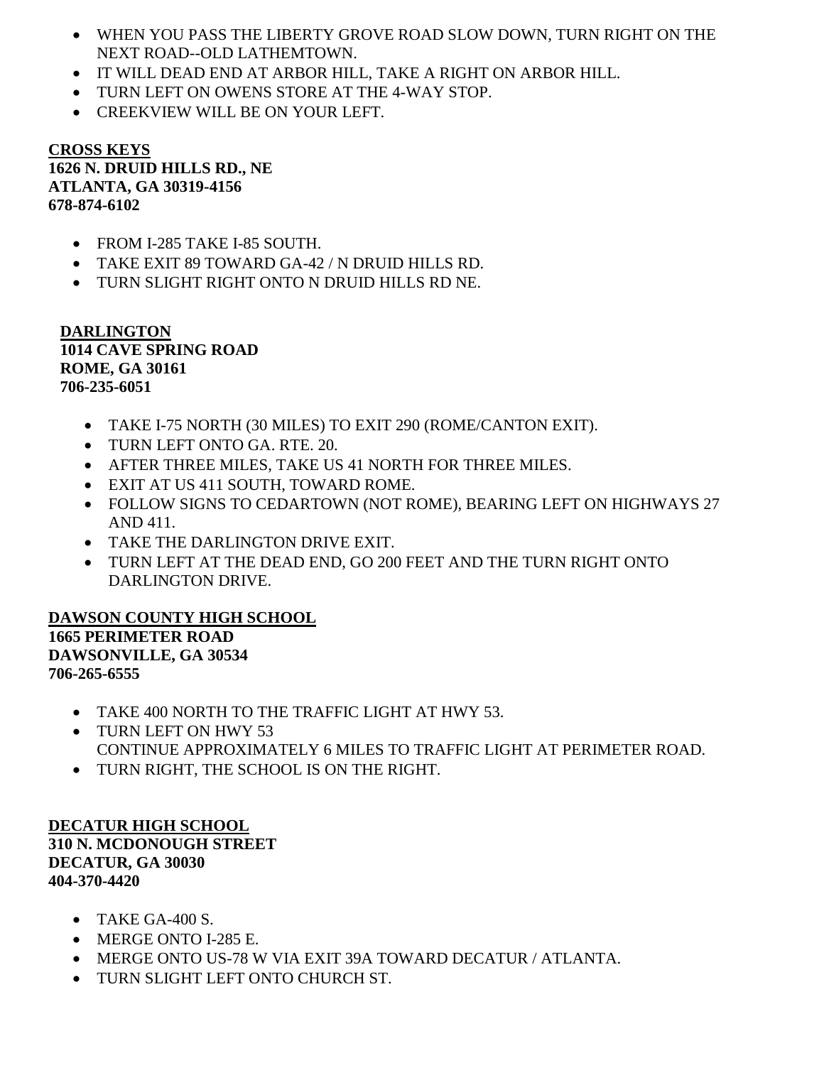- WHEN YOU PASS THE LIBERTY GROVE ROAD SLOW DOWN, TURN RIGHT ON THE NEXT ROAD--OLD LATHEMTOWN.
- IT WILL DEAD END AT ARBOR HILL, TAKE A RIGHT ON ARBOR HILL.
- TURN LEFT ON OWENS STORE AT THE 4-WAY STOP.
- CREEKVIEW WILL BE ON YOUR LEFT.

**CROSS KEYS**
**1626 N. DRUID HILLS RD., NE**
**ATLANTA, GA 30319-4156**
**678-874-6102**

- FROM I-285 TAKE I-85 SOUTH.
- TAKE EXIT 89 TOWARD GA-42 / N DRUID HILLS RD.
- TURN SLIGHT RIGHT ONTO N DRUID HILLS RD NE.

**DARLINGTON**
**1014 CAVE SPRING ROAD**
**ROME, GA 30161**
**706-235-6051**

- TAKE I-75 NORTH (30 MILES) TO EXIT 290 (ROME/CANTON EXIT).
- TURN LEFT ONTO GA. RTE. 20.
- AFTER THREE MILES, TAKE US 41 NORTH FOR THREE MILES.
- EXIT AT US 411 SOUTH, TOWARD ROME.
- FOLLOW SIGNS TO CEDARTOWN (NOT ROME), BEARING LEFT ON HIGHWAYS 27 AND 411.
- TAKE THE DARLINGTON DRIVE EXIT.
- TURN LEFT AT THE DEAD END, GO 200 FEET AND THE TURN RIGHT ONTO DARLINGTON DRIVE.

**DAWSON COUNTY HIGH SCHOOL**
**1665 PERIMETER ROAD**
**DAWSONVILLE, GA 30534**
**706-265-6555**

- TAKE 400 NORTH TO THE TRAFFIC LIGHT AT HWY 53.
- TURN LEFT ON HWY 53
  CONTINUE APPROXIMATELY 6 MILES TO TRAFFIC LIGHT AT PERIMETER ROAD.
- TURN RIGHT, THE SCHOOL IS ON THE RIGHT.

**DECATUR HIGH SCHOOL**
**310 N. MCDONOUGH STREET**
**DECATUR, GA 30030**
**404-370-4420**

- TAKE GA-400 S.
- MERGE ONTO I-285 E.
- MERGE ONTO US-78 W VIA EXIT 39A TOWARD DECATUR / ATLANTA.
- TURN SLIGHT LEFT ONTO CHURCH ST.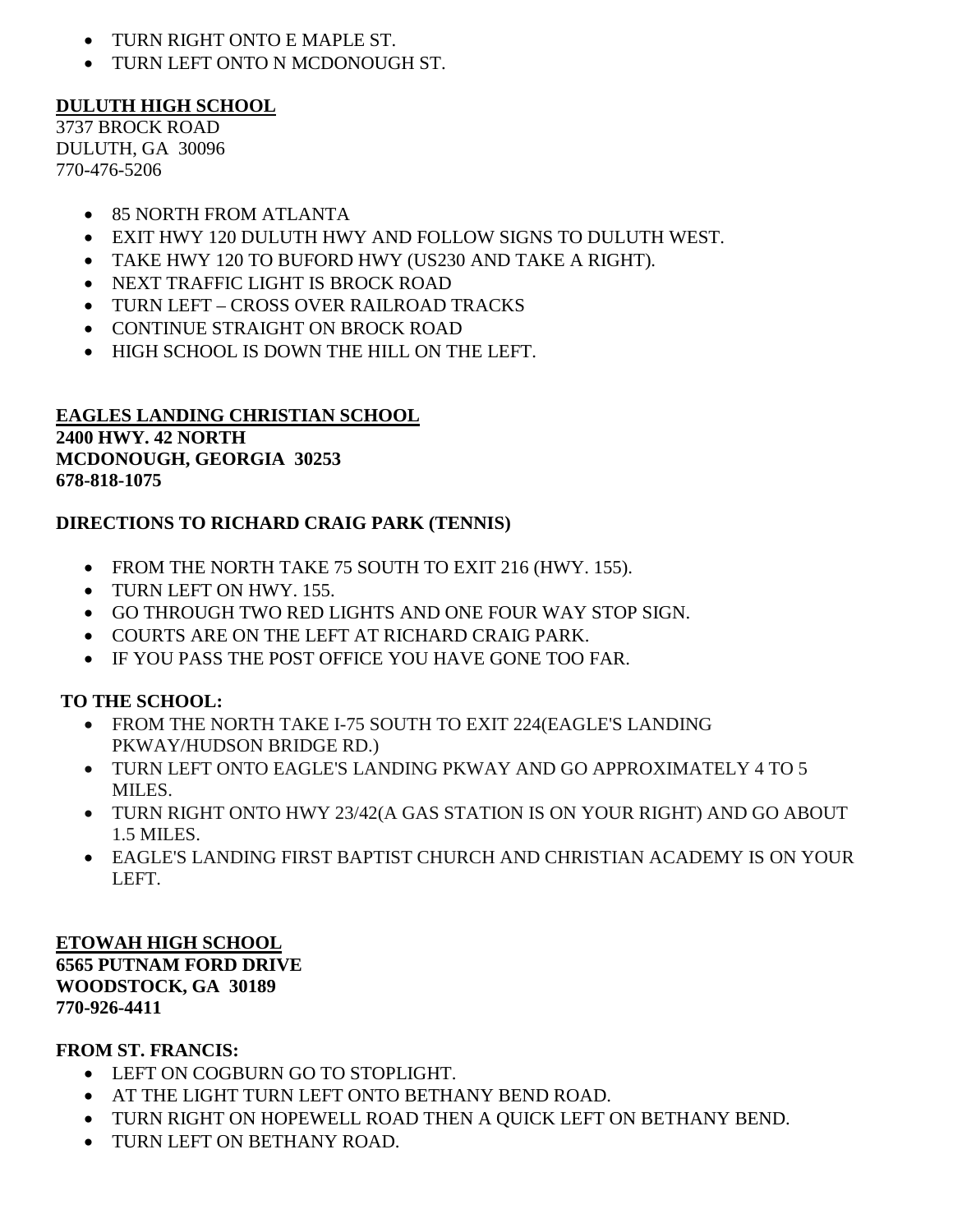- TURN RIGHT ONTO E MAPLE ST.
- TURN LEFT ONTO N MCDONOUGH ST.

**<u>DULUTH HIGH SCHOOL</u>**
3737 BROCK ROAD
DULUTH, GA 30096
770-476-5206

- 85 NORTH FROM ATLANTA
- EXIT HWY 120 DULUTH HWY AND FOLLOW SIGNS TO DULUTH WEST.
- TAKE HWY 120 TO BUFORD HWY (US230 AND TAKE A RIGHT).
- NEXT TRAFFIC LIGHT IS BROCK ROAD
- TURN LEFT – CROSS OVER RAILROAD TRACKS
- CONTINUE STRAIGHT ON BROCK ROAD
- HIGH SCHOOL IS DOWN THE HILL ON THE LEFT.

**<u>EAGLES LANDING CHRISTIAN SCHOOL</u>**
**2400 HWY. 42 NORTH**
**MCDONOUGH, GEORGIA 30253**
**678-818-1075**

**DIRECTIONS TO RICHARD CRAIG PARK (TENNIS)**

- FROM THE NORTH TAKE 75 SOUTH TO EXIT 216 (HWY. 155).
- TURN LEFT ON HWY. 155.
- GO THROUGH TWO RED LIGHTS AND ONE FOUR WAY STOP SIGN.
- COURTS ARE ON THE LEFT AT RICHARD CRAIG PARK.
- IF YOU PASS THE POST OFFICE YOU HAVE GONE TOO FAR.

**TO THE SCHOOL:**

- FROM THE NORTH TAKE I-75 SOUTH TO EXIT 224(EAGLE'S LANDING PKWAY/HUDSON BRIDGE RD.)
- TURN LEFT ONTO EAGLE'S LANDING PKWAY AND GO APPROXIMATELY 4 TO 5 MILES.
- TURN RIGHT ONTO HWY 23/42(A GAS STATION IS ON YOUR RIGHT) AND GO ABOUT 1.5 MILES.
- EAGLE'S LANDING FIRST BAPTIST CHURCH AND CHRISTIAN ACADEMY IS ON YOUR LEFT.

**<u>ETOWAH HIGH SCHOOL</u>**
**6565 PUTNAM FORD DRIVE**
**WOODSTOCK, GA 30189**
**770-926-4411**

**FROM ST. FRANCIS:**

- LEFT ON COGBURN GO TO STOPLIGHT.
- AT THE LIGHT TURN LEFT ONTO BETHANY BEND ROAD.
- TURN RIGHT ON HOPEWELL ROAD THEN A QUICK LEFT ON BETHANY BEND.
- TURN LEFT ON BETHANY ROAD.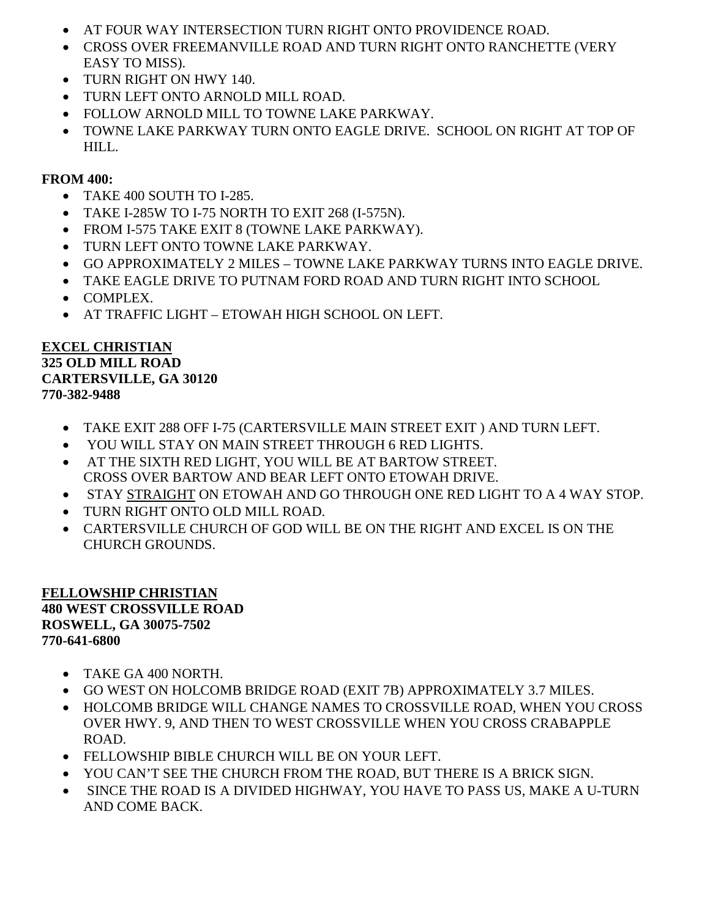- AT FOUR WAY INTERSECTION TURN RIGHT ONTO PROVIDENCE ROAD.
- CROSS OVER FREEMANVILLE ROAD AND TURN RIGHT ONTO RANCHETTE (VERY EASY TO MISS).
- TURN RIGHT ON HWY 140.
- TURN LEFT ONTO ARNOLD MILL ROAD.
- FOLLOW ARNOLD MILL TO TOWNE LAKE PARKWAY.
- TOWNE LAKE PARKWAY TURN ONTO EAGLE DRIVE. SCHOOL ON RIGHT AT TOP OF HILL.

**FROM 400:**

- TAKE 400 SOUTH TO I-285.
- TAKE I-285W TO I-75 NORTH TO EXIT 268 (I-575N).
- FROM I-575 TAKE EXIT 8 (TOWNE LAKE PARKWAY).
- TURN LEFT ONTO TOWNE LAKE PARKWAY.
- GO APPROXIMATELY 2 MILES – TOWNE LAKE PARKWAY TURNS INTO EAGLE DRIVE.
- TAKE EAGLE DRIVE TO PUTNAM FORD ROAD AND TURN RIGHT INTO SCHOOL
- COMPLEX.
- AT TRAFFIC LIGHT – ETOWAH HIGH SCHOOL ON LEFT.

**<u>EXCEL CHRISTIAN</u>**
**325 OLD MILL ROAD**
**CARTERSVILLE, GA 30120**
**770-382-9488**

- TAKE EXIT 288 OFF I-75 (CARTERSVILLE MAIN STREET EXIT ) AND TURN LEFT.
- YOU WILL STAY ON MAIN STREET THROUGH 6 RED LIGHTS.
- AT THE SIXTH RED LIGHT, YOU WILL BE AT BARTOW STREET. CROSS OVER BARTOW AND BEAR LEFT ONTO ETOWAH DRIVE.
- STAY <u>STRAIGHT</u> ON ETOWAH AND GO THROUGH ONE RED LIGHT TO A 4 WAY STOP.
- TURN RIGHT ONTO OLD MILL ROAD.
- CARTERSVILLE CHURCH OF GOD WILL BE ON THE RIGHT AND EXCEL IS ON THE CHURCH GROUNDS.

**<u>FELLOWSHIP CHRISTIAN</u>**
**480 WEST CROSSVILLE ROAD**
**ROSWELL, GA 30075-7502**
**770-641-6800**

- TAKE GA 400 NORTH.
- GO WEST ON HOLCOMB BRIDGE ROAD (EXIT 7B) APPROXIMATELY 3.7 MILES.
- HOLCOMB BRIDGE WILL CHANGE NAMES TO CROSSVILLE ROAD, WHEN YOU CROSS OVER HWY. 9, AND THEN TO WEST CROSSVILLE WHEN YOU CROSS CRABAPPLE ROAD.
- FELLOWSHIP BIBLE CHURCH WILL BE ON YOUR LEFT.
- YOU CAN'T SEE THE CHURCH FROM THE ROAD, BUT THERE IS A BRICK SIGN.
- SINCE THE ROAD IS A DIVIDED HIGHWAY, YOU HAVE TO PASS US, MAKE A U-TURN AND COME BACK.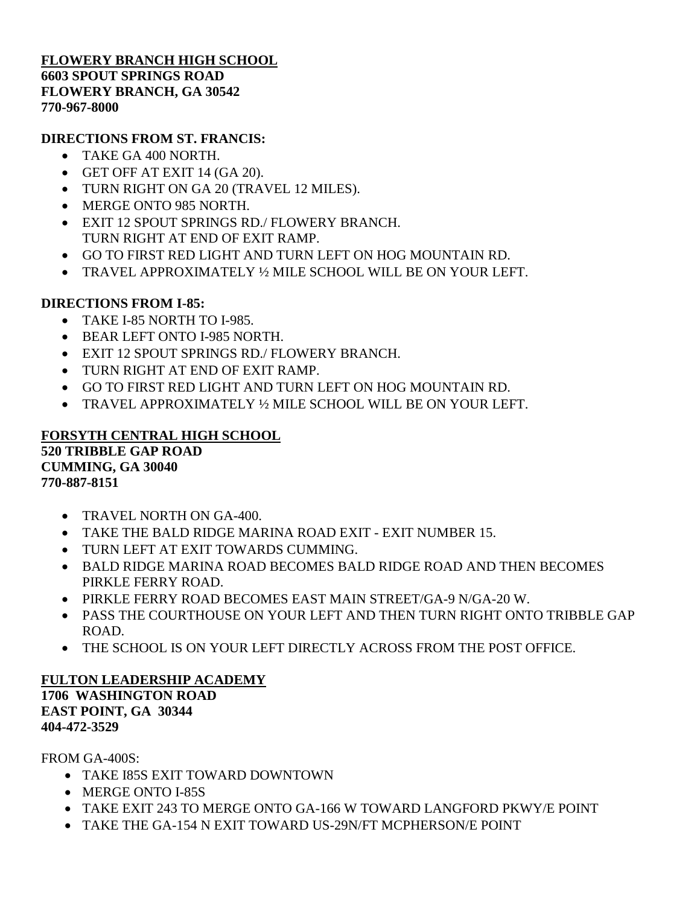**FLOWERY BRANCH HIGH SCHOOL**
**6603 SPOUT SPRINGS ROAD**
**FLOWERY BRANCH, GA 30542**
**770-967-8000**

**DIRECTIONS FROM ST. FRANCIS:**

- TAKE GA 400 NORTH.
- GET OFF AT EXIT 14 (GA 20).
- TURN RIGHT ON GA 20 (TRAVEL 12 MILES).
- MERGE ONTO 985 NORTH.
- EXIT 12 SPOUT SPRINGS RD./ FLOWERY BRANCH.
  TURN RIGHT AT END OF EXIT RAMP.
- GO TO FIRST RED LIGHT AND TURN LEFT ON HOG MOUNTAIN RD.
- TRAVEL APPROXIMATELY ½ MILE SCHOOL WILL BE ON YOUR LEFT.

**DIRECTIONS FROM I-85:**

- TAKE I-85 NORTH TO I-985.
- BEAR LEFT ONTO I-985 NORTH.
- EXIT 12 SPOUT SPRINGS RD./ FLOWERY BRANCH.
- TURN RIGHT AT END OF EXIT RAMP.
- GO TO FIRST RED LIGHT AND TURN LEFT ON HOG MOUNTAIN RD.
- TRAVEL APPROXIMATELY ½ MILE SCHOOL WILL BE ON YOUR LEFT.

**FORSYTH CENTRAL HIGH SCHOOL**
**520 TRIBBLE GAP ROAD**
**CUMMING, GA 30040**
**770-887-8151**

- TRAVEL NORTH ON GA-400.
- TAKE THE BALD RIDGE MARINA ROAD EXIT - EXIT NUMBER 15.
- TURN LEFT AT EXIT TOWARDS CUMMING.
- BALD RIDGE MARINA ROAD BECOMES BALD RIDGE ROAD AND THEN BECOMES PIRKLE FERRY ROAD.
- PIRKLE FERRY ROAD BECOMES EAST MAIN STREET/GA-9 N/GA-20 W.
- PASS THE COURTHOUSE ON YOUR LEFT AND THEN TURN RIGHT ONTO TRIBBLE GAP ROAD.
- THE SCHOOL IS ON YOUR LEFT DIRECTLY ACROSS FROM THE POST OFFICE.

**FULTON LEADERSHIP ACADEMY**
**1706 WASHINGTON ROAD**
**EAST POINT, GA 30344**
**404-472-3529**

FROM GA-400S:

- TAKE I85S EXIT TOWARD DOWNTOWN
- MERGE ONTO I-85S
- TAKE EXIT 243 TO MERGE ONTO GA-166 W TOWARD LANGFORD PKWY/E POINT
- TAKE THE GA-154 N EXIT TOWARD US-29N/FT MCPHERSON/E POINT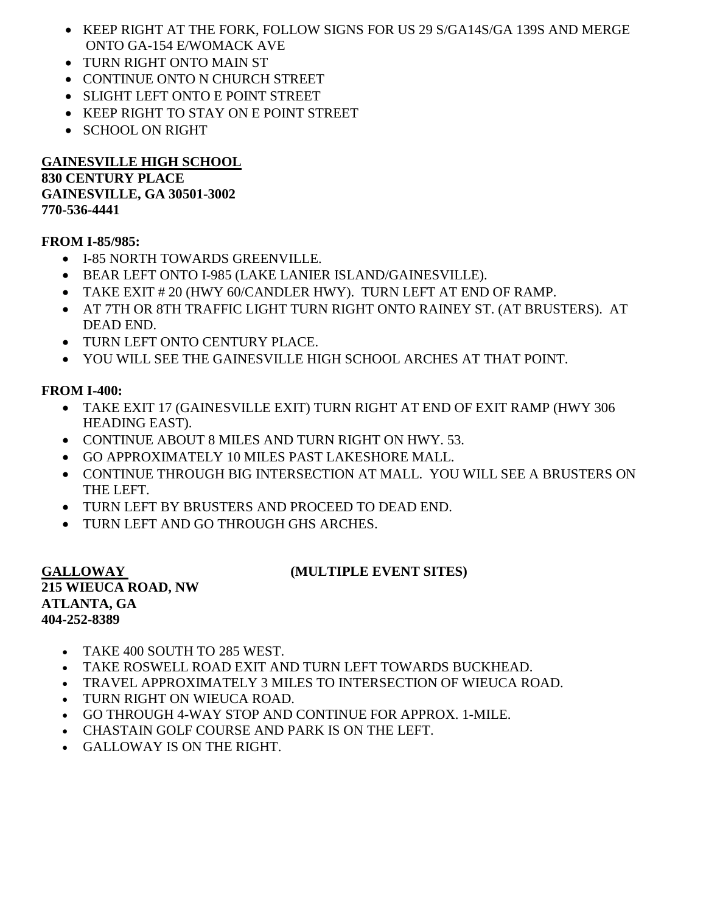- KEEP RIGHT AT THE FORK, FOLLOW SIGNS FOR US 29 S/GA14S/GA 139S AND MERGE ONTO GA-154 E/WOMACK AVE
- TURN RIGHT ONTO MAIN ST
- CONTINUE ONTO N CHURCH STREET
- SLIGHT LEFT ONTO E POINT STREET
- KEEP RIGHT TO STAY ON E POINT STREET
- SCHOOL ON RIGHT

**GAINESVILLE HIGH SCHOOL**
**830 CENTURY PLACE**
**GAINESVILLE, GA 30501-3002**
**770-536-4441**

**FROM I-85/985:**

- I-85 NORTH TOWARDS GREENVILLE.
- BEAR LEFT ONTO I-985 (LAKE LANIER ISLAND/GAINESVILLE).
- TAKE EXIT # 20 (HWY 60/CANDLER HWY). TURN LEFT AT END OF RAMP.
- AT 7TH OR 8TH TRAFFIC LIGHT TURN RIGHT ONTO RAINEY ST. (AT BRUSTERS). AT DEAD END.
- TURN LEFT ONTO CENTURY PLACE.
- YOU WILL SEE THE GAINESVILLE HIGH SCHOOL ARCHES AT THAT POINT.

**FROM I-400:**

- TAKE EXIT 17 (GAINESVILLE EXIT) TURN RIGHT AT END OF EXIT RAMP (HWY 306 HEADING EAST).
- CONTINUE ABOUT 8 MILES AND TURN RIGHT ON HWY. 53.
- GO APPROXIMATELY 10 MILES PAST LAKESHORE MALL.
- CONTINUE THROUGH BIG INTERSECTION AT MALL. YOU WILL SEE A BRUSTERS ON THE LEFT.
- TURN LEFT BY BRUSTERS AND PROCEED TO DEAD END.
- TURN LEFT AND GO THROUGH GHS ARCHES.

**GALLOWAY** **(MULTIPLE EVENT SITES)**
**215 WIEUCA ROAD, NW**
**ATLANTA, GA**
**404-252-8389**

- TAKE 400 SOUTH TO 285 WEST.
- TAKE ROSWELL ROAD EXIT AND TURN LEFT TOWARDS BUCKHEAD.
- TRAVEL APPROXIMATELY 3 MILES TO INTERSECTION OF WIEUCA ROAD.
- TURN RIGHT ON WIEUCA ROAD.
- GO THROUGH 4-WAY STOP AND CONTINUE FOR APPROX. 1-MILE.
- CHASTAIN GOLF COURSE AND PARK IS ON THE LEFT.
- GALLOWAY IS ON THE RIGHT.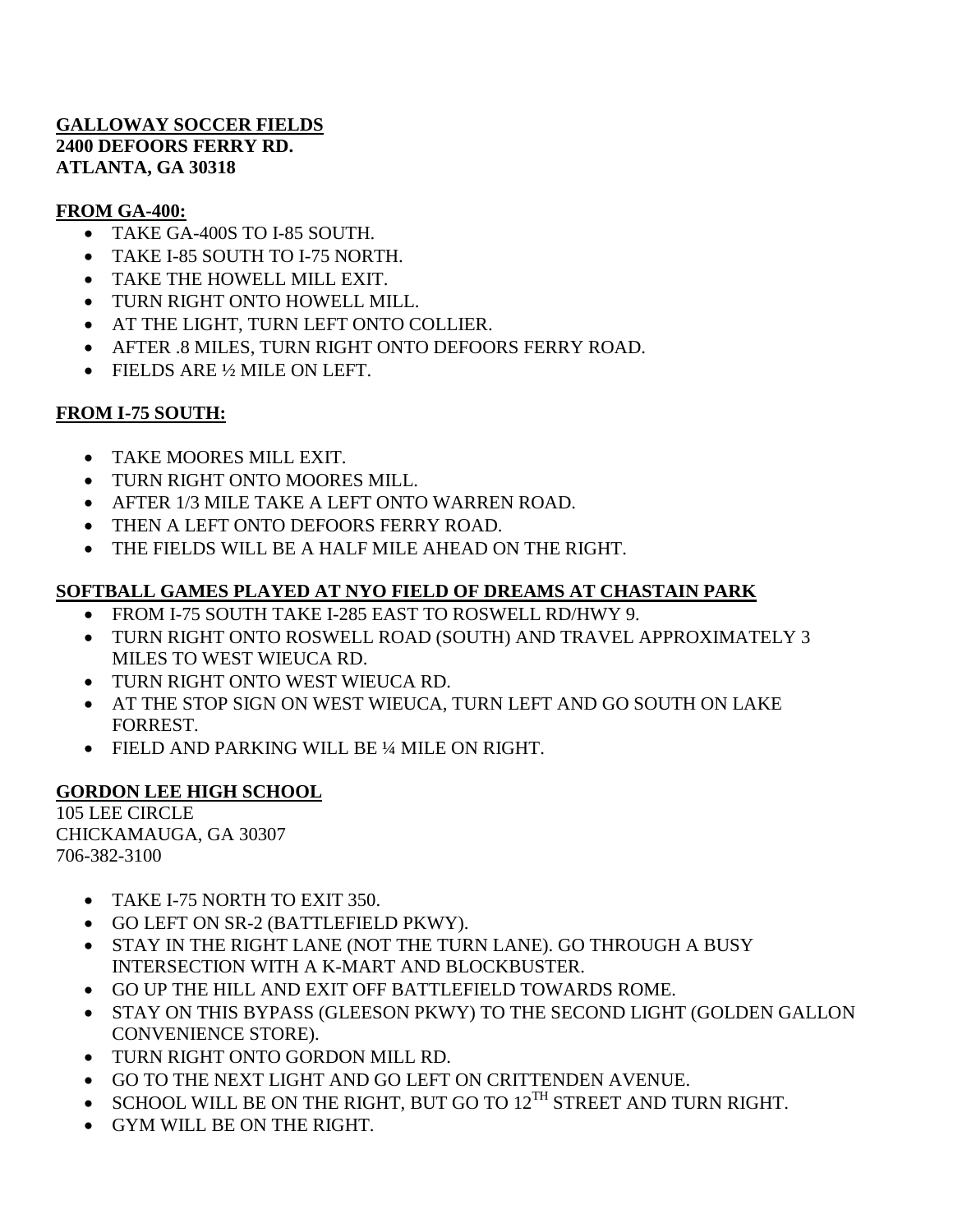**GALLOWAY SOCCER FIELDS**
**2400 DEFOORS FERRY RD.**
**ATLANTA, GA 30318**

**FROM GA-400:**

- TAKE GA-400S TO I-85 SOUTH.
- TAKE I-85 SOUTH TO I-75 NORTH.
- TAKE THE HOWELL MILL EXIT.
- TURN RIGHT ONTO HOWELL MILL.
- AT THE LIGHT, TURN LEFT ONTO COLLIER.
- AFTER .8 MILES, TURN RIGHT ONTO DEFOORS FERRY ROAD.
- FIELDS ARE ½ MILE ON LEFT.

**FROM I-75 SOUTH:**

- TAKE MOORES MILL EXIT.
- TURN RIGHT ONTO MOORES MILL.
- AFTER 1/3 MILE TAKE A LEFT ONTO WARREN ROAD.
- THEN A LEFT ONTO DEFOORS FERRY ROAD.
- THE FIELDS WILL BE A HALF MILE AHEAD ON THE RIGHT.

**SOFTBALL GAMES PLAYED AT NYO FIELD OF DREAMS AT CHASTAIN PARK**

- FROM I-75 SOUTH TAKE I-285 EAST TO ROSWELL RD/HWY 9.
- TURN RIGHT ONTO ROSWELL ROAD (SOUTH) AND TRAVEL APPROXIMATELY 3 MILES TO WEST WIEUCA RD.
- TURN RIGHT ONTO WEST WIEUCA RD.
- AT THE STOP SIGN ON WEST WIEUCA, TURN LEFT AND GO SOUTH ON LAKE FORREST.
- FIELD AND PARKING WILL BE ¼ MILE ON RIGHT.

**GORDON LEE HIGH SCHOOL**

105 LEE CIRCLE
CHICKAMAUGA, GA 30307
706-382-3100

- TAKE I-75 NORTH TO EXIT 350.
- GO LEFT ON SR-2 (BATTLEFIELD PKWY).
- STAY IN THE RIGHT LANE (NOT THE TURN LANE). GO THROUGH A BUSY INTERSECTION WITH A K-MART AND BLOCKBUSTER.
- GO UP THE HILL AND EXIT OFF BATTLEFIELD TOWARDS ROME.
- STAY ON THIS BYPASS (GLEESON PKWY) TO THE SECOND LIGHT (GOLDEN GALLON CONVENIENCE STORE).
- TURN RIGHT ONTO GORDON MILL RD.
- GO TO THE NEXT LIGHT AND GO LEFT ON CRITTENDEN AVENUE.
- SCHOOL WILL BE ON THE RIGHT, BUT GO TO 12TH STREET AND TURN RIGHT.
- GYM WILL BE ON THE RIGHT.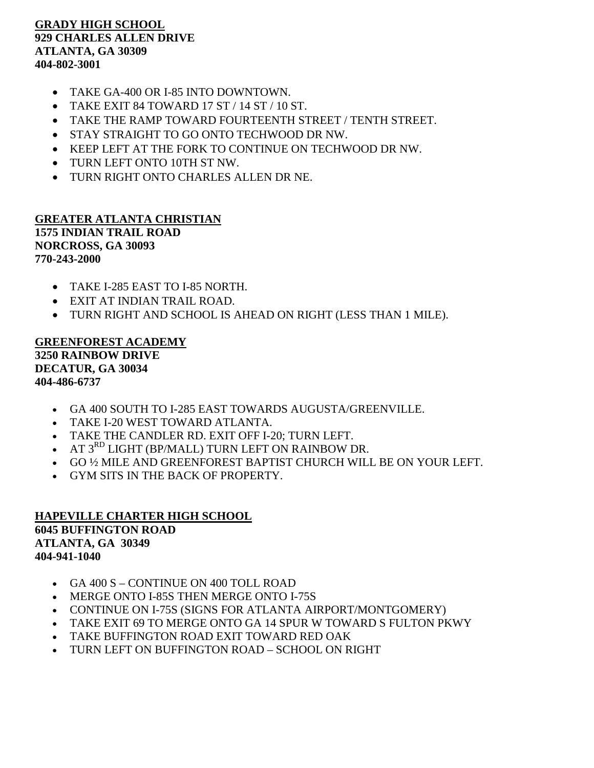**GRADY HIGH SCHOOL**
**929 CHARLES ALLEN DRIVE**
**ATLANTA, GA 30309**
**404-802-3001**

- TAKE GA-400 OR I-85 INTO DOWNTOWN.
- TAKE EXIT 84 TOWARD 17 ST / 14 ST / 10 ST.
- TAKE THE RAMP TOWARD FOURTEENTH STREET / TENTH STREET.
- STAY STRAIGHT TO GO ONTO TECHWOOD DR NW.
- KEEP LEFT AT THE FORK TO CONTINUE ON TECHWOOD DR NW.
- TURN LEFT ONTO 10TH ST NW.
- TURN RIGHT ONTO CHARLES ALLEN DR NE.

**GREATER ATLANTA CHRISTIAN**
**1575 INDIAN TRAIL ROAD**
**NORCROSS, GA 30093**
**770-243-2000**

- TAKE I-285 EAST TO I-85 NORTH.
- EXIT AT INDIAN TRAIL ROAD.
- TURN RIGHT AND SCHOOL IS AHEAD ON RIGHT (LESS THAN 1 MILE).

**GREENFOREST ACADEMY**
**3250 RAINBOW DRIVE**
**DECATUR, GA 30034**
**404-486-6737**

- GA 400 SOUTH TO I-285 EAST TOWARDS AUGUSTA/GREENVILLE.
- TAKE I-20 WEST TOWARD ATLANTA.
- TAKE THE CANDLER RD. EXIT OFF I-20; TURN LEFT.
- AT 3RD LIGHT (BP/MALL) TURN LEFT ON RAINBOW DR.
- GO ½ MILE AND GREENFOREST BAPTIST CHURCH WILL BE ON YOUR LEFT.
- GYM SITS IN THE BACK OF PROPERTY.

**HAPEVILLE CHARTER HIGH SCHOOL**
**6045 BUFFINGTON ROAD**
**ATLANTA, GA 30349**
**404-941-1040**

- GA 400 S – CONTINUE ON 400 TOLL ROAD
- MERGE ONTO I-85S THEN MERGE ONTO I-75S
- CONTINUE ON I-75S (SIGNS FOR ATLANTA AIRPORT/MONTGOMERY)
- TAKE EXIT 69 TO MERGE ONTO GA 14 SPUR W TOWARD S FULTON PKWY
- TAKE BUFFINGTON ROAD EXIT TOWARD RED OAK
- TURN LEFT ON BUFFINGTON ROAD – SCHOOL ON RIGHT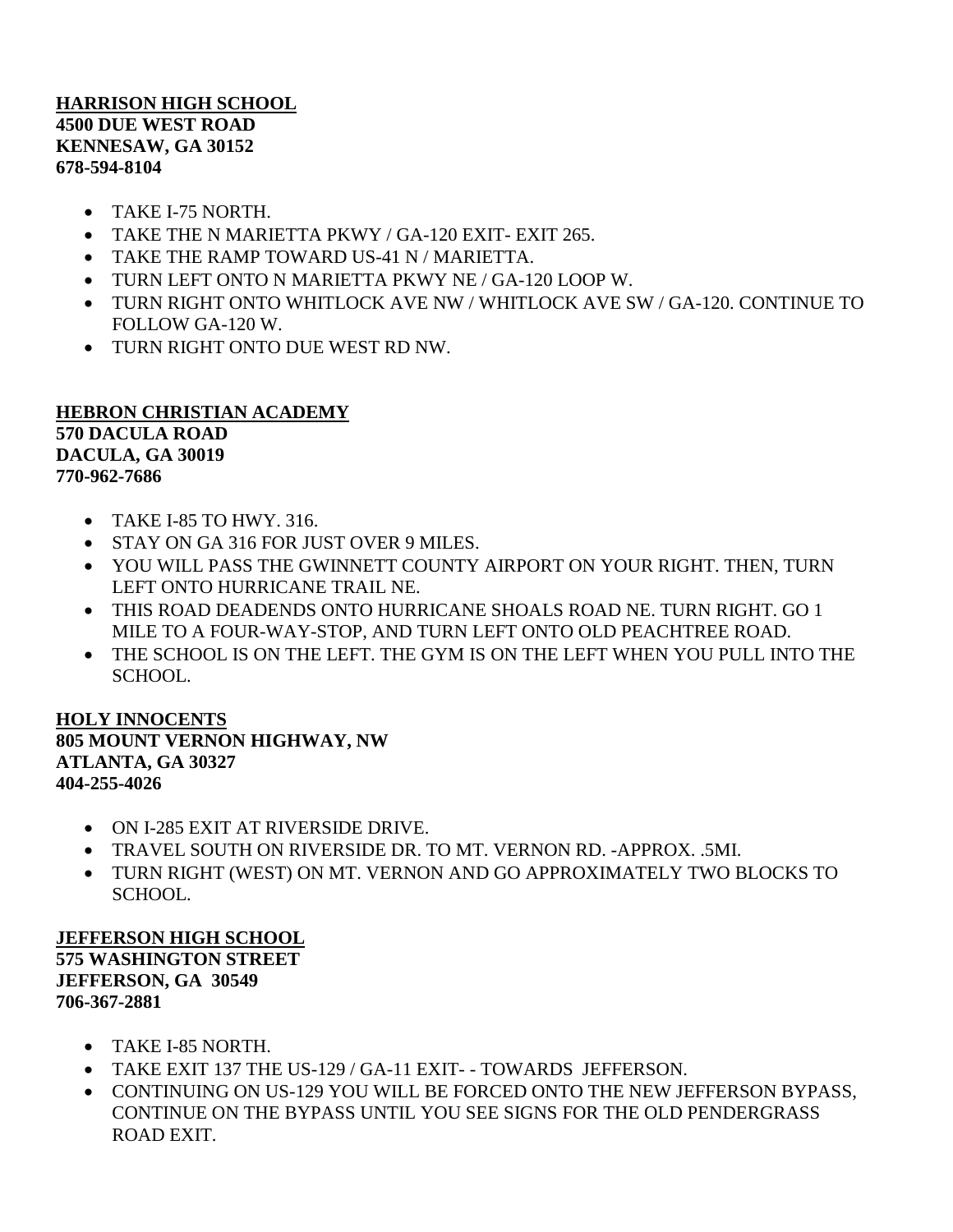**<u>HARRISON HIGH SCHOOL</u>**
**4500 DUE WEST ROAD**
**KENNESAW, GA 30152**
**678-594-8104**

- TAKE I-75 NORTH.
- TAKE THE N MARIETTA PKWY / GA-120 EXIT- EXIT 265.
- TAKE THE RAMP TOWARD US-41 N / MARIETTA.
- TURN LEFT ONTO N MARIETTA PKWY NE / GA-120 LOOP W.
- TURN RIGHT ONTO WHITLOCK AVE NW / WHITLOCK AVE SW / GA-120. CONTINUE TO FOLLOW GA-120 W.
- TURN RIGHT ONTO DUE WEST RD NW.

**<u>HEBRON CHRISTIAN ACADEMY</u>**
**570 DACULA ROAD**
**DACULA, GA 30019**
**770-962-7686**

- TAKE I-85 TO HWY. 316.
- STAY ON GA 316 FOR JUST OVER 9 MILES.
- YOU WILL PASS THE GWINNETT COUNTY AIRPORT ON YOUR RIGHT. THEN, TURN LEFT ONTO HURRICANE TRAIL NE.
- THIS ROAD DEADENDS ONTO HURRICANE SHOALS ROAD NE. TURN RIGHT. GO 1 MILE TO A FOUR-WAY-STOP, AND TURN LEFT ONTO OLD PEACHTREE ROAD.
- THE SCHOOL IS ON THE LEFT. THE GYM IS ON THE LEFT WHEN YOU PULL INTO THE SCHOOL.

**<u>HOLY INNOCENTS</u>**
**805 MOUNT VERNON HIGHWAY, NW**
**ATLANTA, GA 30327**
**404-255-4026**

- ON I-285 EXIT AT RIVERSIDE DRIVE.
- TRAVEL SOUTH ON RIVERSIDE DR. TO MT. VERNON RD. -APPROX. .5MI.
- TURN RIGHT (WEST) ON MT. VERNON AND GO APPROXIMATELY TWO BLOCKS TO SCHOOL.

**<u>JEFFERSON HIGH SCHOOL</u>**
**575 WASHINGTON STREET**
**JEFFERSON, GA 30549**
**706-367-2881**

- TAKE I-85 NORTH.
- TAKE EXIT 137 THE US-129 / GA-11 EXIT- - TOWARDS JEFFERSON.
- CONTINUING ON US-129 YOU WILL BE FORCED ONTO THE NEW JEFFERSON BYPASS, CONTINUE ON THE BYPASS UNTIL YOU SEE SIGNS FOR THE OLD PENDERGRASS ROAD EXIT.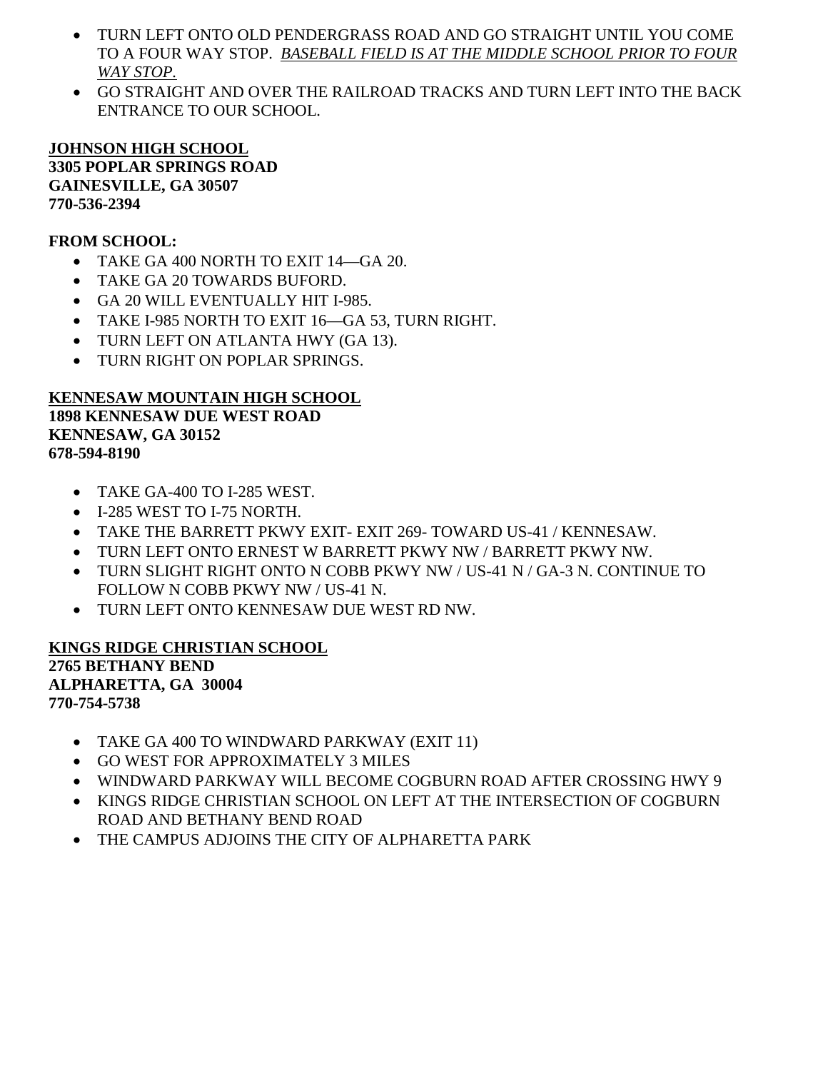- TURN LEFT ONTO OLD PENDERGRASS ROAD AND GO STRAIGHT UNTIL YOU COME TO A FOUR WAY STOP. *BASEBALL FIELD IS AT THE MIDDLE SCHOOL PRIOR TO FOUR WAY STOP.*
- GO STRAIGHT AND OVER THE RAILROAD TRACKS AND TURN LEFT INTO THE BACK ENTRANCE TO OUR SCHOOL.

**JOHNSON HIGH SCHOOL**
**3305 POPLAR SPRINGS ROAD**
**GAINESVILLE, GA 30507**
**770-536-2394**

**FROM SCHOOL:**

- TAKE GA 400 NORTH TO EXIT 14—GA 20.
- TAKE GA 20 TOWARDS BUFORD.
- GA 20 WILL EVENTUALLY HIT I-985.
- TAKE I-985 NORTH TO EXIT 16—GA 53, TURN RIGHT.
- TURN LEFT ON ATLANTA HWY (GA 13).
- TURN RIGHT ON POPLAR SPRINGS.

**KENNESAW MOUNTAIN HIGH SCHOOL**
**1898 KENNESAW DUE WEST ROAD**
**KENNESAW, GA 30152**
**678-594-8190**

- TAKE GA-400 TO I-285 WEST.
- I-285 WEST TO I-75 NORTH.
- TAKE THE BARRETT PKWY EXIT- EXIT 269- TOWARD US-41 / KENNESAW.
- TURN LEFT ONTO ERNEST W BARRETT PKWY NW / BARRETT PKWY NW.
- TURN SLIGHT RIGHT ONTO N COBB PKWY NW / US-41 N / GA-3 N. CONTINUE TO FOLLOW N COBB PKWY NW / US-41 N.
- TURN LEFT ONTO KENNESAW DUE WEST RD NW.

**KINGS RIDGE CHRISTIAN SCHOOL**
**2765 BETHANY BEND**
**ALPHARETTA, GA 30004**
**770-754-5738**

- TAKE GA 400 TO WINDWARD PARKWAY (EXIT 11)
- GO WEST FOR APPROXIMATELY 3 MILES
- WINDWARD PARKWAY WILL BECOME COGBURN ROAD AFTER CROSSING HWY 9
- KINGS RIDGE CHRISTIAN SCHOOL ON LEFT AT THE INTERSECTION OF COGBURN ROAD AND BETHANY BEND ROAD
- THE CAMPUS ADJOINS THE CITY OF ALPHARETTA PARK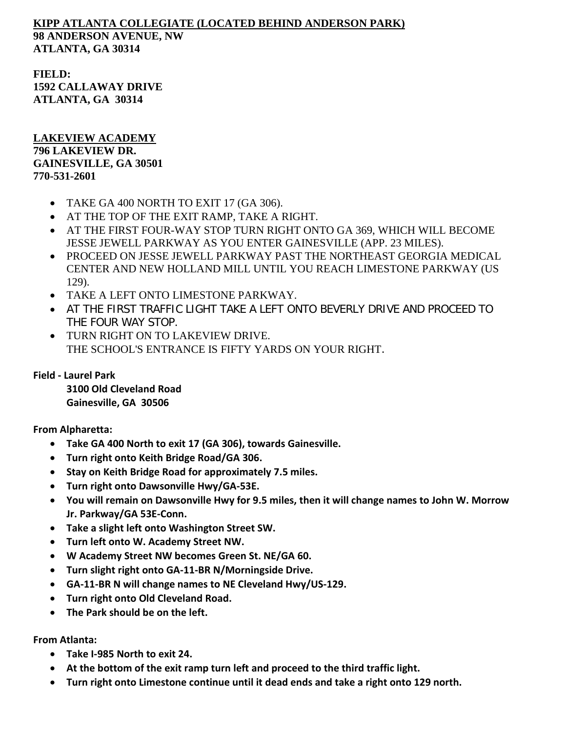**<u>KIPP ATLANTA COLLEGIATE (LOCATED BEHIND ANDERSON PARK)</u>**
**98 ANDERSON AVENUE, NW**
**ATLANTA, GA 30314**

**FIELD:**
**1592 CALLAWAY DRIVE**
**ATLANTA, GA 30314**

**<u>LAKEVIEW ACADEMY</u>**
**796 LAKEVIEW DR.**
**GAINESVILLE, GA 30501**
**770-531-2601**

- TAKE GA 400 NORTH TO EXIT 17 (GA 306).
- AT THE TOP OF THE EXIT RAMP, TAKE A RIGHT.
- AT THE FIRST FOUR-WAY STOP TURN RIGHT ONTO GA 369, WHICH WILL BECOME JESSE JEWELL PARKWAY AS YOU ENTER GAINESVILLE (APP. 23 MILES).
- PROCEED ON JESSE JEWELL PARKWAY PAST THE NORTHEAST GEORGIA MEDICAL CENTER AND NEW HOLLAND MILL UNTIL YOU REACH LIMESTONE PARKWAY (US 129).
- TAKE A LEFT ONTO LIMESTONE PARKWAY.
- AT THE FIRST TRAFFIC LIGHT TAKE A LEFT ONTO BEVERLY DRIVE AND PROCEED TO THE FOUR WAY STOP.
- TURN RIGHT ON TO LAKEVIEW DRIVE.
  THE SCHOOL'S ENTRANCE IS FIFTY YARDS ON YOUR RIGHT.

**Field - Laurel Park**
**3100 Old Cleveland Road**
**Gainesville, GA 30506**

**From Alpharetta:**

- **Take GA 400 North to exit 17 (GA 306), towards Gainesville.**
- **Turn right onto Keith Bridge Road/GA 306.**
- **Stay on Keith Bridge Road for approximately 7.5 miles.**
- **Turn right onto Dawsonville Hwy/GA-53E.**
- **You will remain on Dawsonville Hwy for 9.5 miles, then it will change names to John W. Morrow Jr. Parkway/GA 53E-Conn.**
- **Take a slight left onto Washington Street SW.**
- **Turn left onto W. Academy Street NW.**
- **W Academy Street NW becomes Green St. NE/GA 60.**
- **Turn slight right onto GA-11-BR N/Morningside Drive.**
- **GA-11-BR N will change names to NE Cleveland Hwy/US-129.**
- **Turn right onto Old Cleveland Road.**
- **The Park should be on the left.**

**From Atlanta:**

- **Take I-985 North to exit 24.**
- **At the bottom of the exit ramp turn left and proceed to the third traffic light.**
- **Turn right onto Limestone continue until it dead ends and take a right onto 129 north.**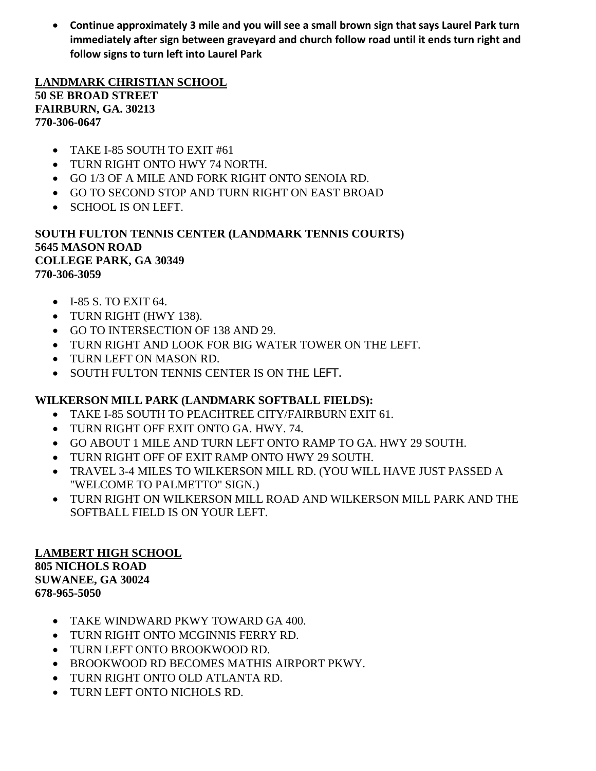- **Continue approximately 3 mile and you will see a small brown sign that says Laurel Park turn immediately after sign between graveyard and church follow road until it ends turn right and follow signs to turn left into Laurel Park**

**LANDMARK CHRISTIAN SCHOOL**
**50 SE BROAD STREET**
**FAIRBURN, GA. 30213**
**770-306-0647**

- TAKE I-85 SOUTH TO EXIT #61
- TURN RIGHT ONTO HWY 74 NORTH.
- GO 1/3 OF A MILE AND FORK RIGHT ONTO SENOIA RD.
- GO TO SECOND STOP AND TURN RIGHT ON EAST BROAD
- SCHOOL IS ON LEFT.

**SOUTH FULTON TENNIS CENTER (LANDMARK TENNIS COURTS)**
**5645 MASON ROAD**
**COLLEGE PARK, GA 30349**
**770-306-3059**

- I-85 S. TO EXIT 64.
- TURN RIGHT (HWY 138).
- GO TO INTERSECTION OF 138 AND 29.
- TURN RIGHT AND LOOK FOR BIG WATER TOWER ON THE LEFT.
- TURN LEFT ON MASON RD.
- SOUTH FULTON TENNIS CENTER IS ON THE LEFT.

**WILKERSON MILL PARK (LANDMARK SOFTBALL FIELDS):**

- TAKE I-85 SOUTH TO PEACHTREE CITY/FAIRBURN EXIT 61.
- TURN RIGHT OFF EXIT ONTO GA. HWY. 74.
- GO ABOUT 1 MILE AND TURN LEFT ONTO RAMP TO GA. HWY 29 SOUTH.
- TURN RIGHT OFF OF EXIT RAMP ONTO HWY 29 SOUTH.
- TRAVEL 3-4 MILES TO WILKERSON MILL RD. (YOU WILL HAVE JUST PASSED A "WELCOME TO PALMETTO" SIGN.)
- TURN RIGHT ON WILKERSON MILL ROAD AND WILKERSON MILL PARK AND THE SOFTBALL FIELD IS ON YOUR LEFT.

**LAMBERT HIGH SCHOOL**
**805 NICHOLS ROAD**
**SUWANEE, GA 30024**
**678-965-5050**

- TAKE WINDWARD PKWY TOWARD GA 400.
- TURN RIGHT ONTO MCGINNIS FERRY RD.
- TURN LEFT ONTO BROOKWOOD RD.
- BROOKWOOD RD BECOMES MATHIS AIRPORT PKWY.
- TURN RIGHT ONTO OLD ATLANTA RD.
- TURN LEFT ONTO NICHOLS RD.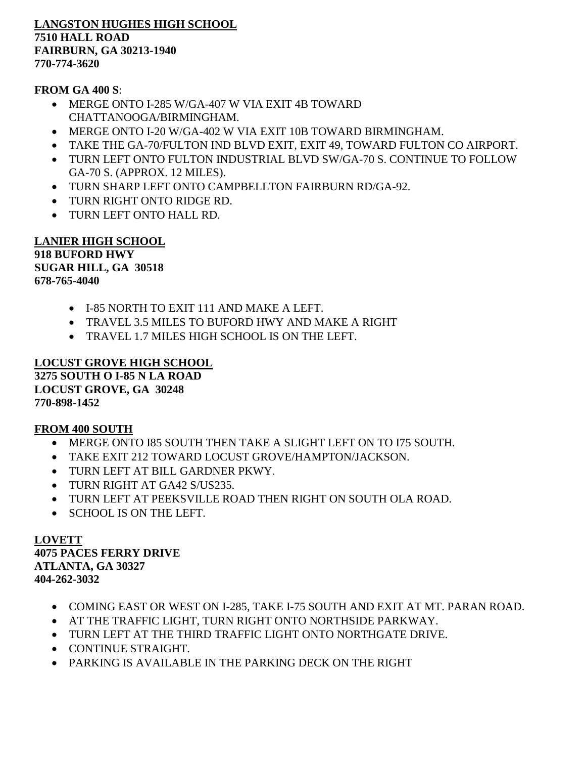**LANGSTON HUGHES HIGH SCHOOL**
**7510 HALL ROAD**
**FAIRBURN, GA 30213-1940**
**770-774-3620**

**FROM GA 400 S**:

- MERGE ONTO I-285 W/GA-407 W VIA EXIT 4B TOWARD CHATTANOOGA/BIRMINGHAM.
- MERGE ONTO I-20 W/GA-402 W VIA EXIT 10B TOWARD BIRMINGHAM.
- TAKE THE GA-70/FULTON IND BLVD EXIT, EXIT 49, TOWARD FULTON CO AIRPORT.
- TURN LEFT ONTO FULTON INDUSTRIAL BLVD SW/GA-70 S. CONTINUE TO FOLLOW GA-70 S. (APPROX. 12 MILES).
- TURN SHARP LEFT ONTO CAMPBELLTON FAIRBURN RD/GA-92.
- TURN RIGHT ONTO RIDGE RD.
- TURN LEFT ONTO HALL RD.

**LANIER HIGH SCHOOL**
**918 BUFORD HWY**
**SUGAR HILL, GA 30518**
**678-765-4040**

- I-85 NORTH TO EXIT 111 AND MAKE A LEFT.
- TRAVEL 3.5 MILES TO BUFORD HWY AND MAKE A RIGHT
- TRAVEL 1.7 MILES HIGH SCHOOL IS ON THE LEFT.

**LOCUST GROVE HIGH SCHOOL**
**3275 SOUTH O I-85 N LA ROAD**
**LOCUST GROVE, GA 30248**
**770-898-1452**

**FROM 400 SOUTH**

- MERGE ONTO I85 SOUTH THEN TAKE A SLIGHT LEFT ON TO I75 SOUTH.
- TAKE EXIT 212 TOWARD LOCUST GROVE/HAMPTON/JACKSON.
- TURN LEFT AT BILL GARDNER PKWY.
- TURN RIGHT AT GA42 S/US235.
- TURN LEFT AT PEEKSVILLE ROAD THEN RIGHT ON SOUTH OLA ROAD.
- SCHOOL IS ON THE LEFT.

**LOVETT**
**4075 PACES FERRY DRIVE**
**ATLANTA, GA 30327**
**404-262-3032**

- COMING EAST OR WEST ON I-285, TAKE I-75 SOUTH AND EXIT AT MT. PARAN ROAD.
- AT THE TRAFFIC LIGHT, TURN RIGHT ONTO NORTHSIDE PARKWAY.
- TURN LEFT AT THE THIRD TRAFFIC LIGHT ONTO NORTHGATE DRIVE.
- CONTINUE STRAIGHT.
- PARKING IS AVAILABLE IN THE PARKING DECK ON THE RIGHT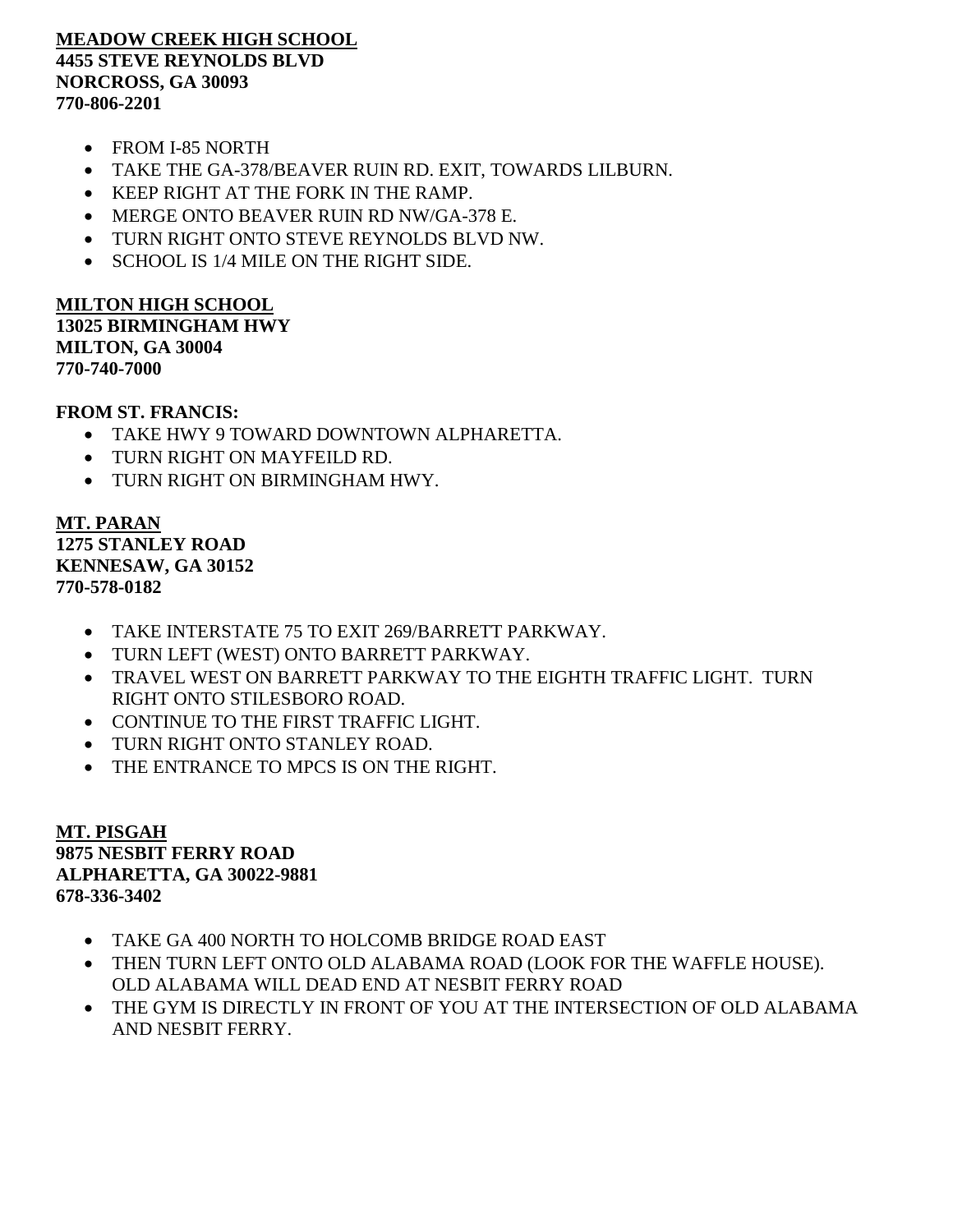**MEADOW CREEK HIGH SCHOOL**
**4455 STEVE REYNOLDS BLVD**
**NORCROSS, GA 30093**
**770-806-2201**

- FROM I-85 NORTH
- TAKE THE GA-378/BEAVER RUIN RD. EXIT, TOWARDS LILBURN.
- KEEP RIGHT AT THE FORK IN THE RAMP.
- MERGE ONTO BEAVER RUIN RD NW/GA-378 E.
- TURN RIGHT ONTO STEVE REYNOLDS BLVD NW.
- SCHOOL IS 1/4 MILE ON THE RIGHT SIDE.

**MILTON HIGH SCHOOL**
**13025 BIRMINGHAM HWY**
**MILTON, GA 30004**
**770-740-7000**

**FROM ST. FRANCIS:**

- TAKE HWY 9 TOWARD DOWNTOWN ALPHARETTA.
- TURN RIGHT ON MAYFEILD RD.
- TURN RIGHT ON BIRMINGHAM HWY.

**MT. PARAN**
**1275 STANLEY ROAD**
**KENNESAW, GA 30152**
**770-578-0182**

- TAKE INTERSTATE 75 TO EXIT 269/BARRETT PARKWAY.
- TURN LEFT (WEST) ONTO BARRETT PARKWAY.
- TRAVEL WEST ON BARRETT PARKWAY TO THE EIGHTH TRAFFIC LIGHT. TURN RIGHT ONTO STILESBORO ROAD.
- CONTINUE TO THE FIRST TRAFFIC LIGHT.
- TURN RIGHT ONTO STANLEY ROAD.
- THE ENTRANCE TO MPCS IS ON THE RIGHT.

**MT. PISGAH**
**9875 NESBIT FERRY ROAD**
**ALPHARETTA, GA 30022-9881**
**678-336-3402**

- TAKE GA 400 NORTH TO HOLCOMB BRIDGE ROAD EAST
- THEN TURN LEFT ONTO OLD ALABAMA ROAD (LOOK FOR THE WAFFLE HOUSE). OLD ALABAMA WILL DEAD END AT NESBIT FERRY ROAD
- THE GYM IS DIRECTLY IN FRONT OF YOU AT THE INTERSECTION OF OLD ALABAMA AND NESBIT FERRY.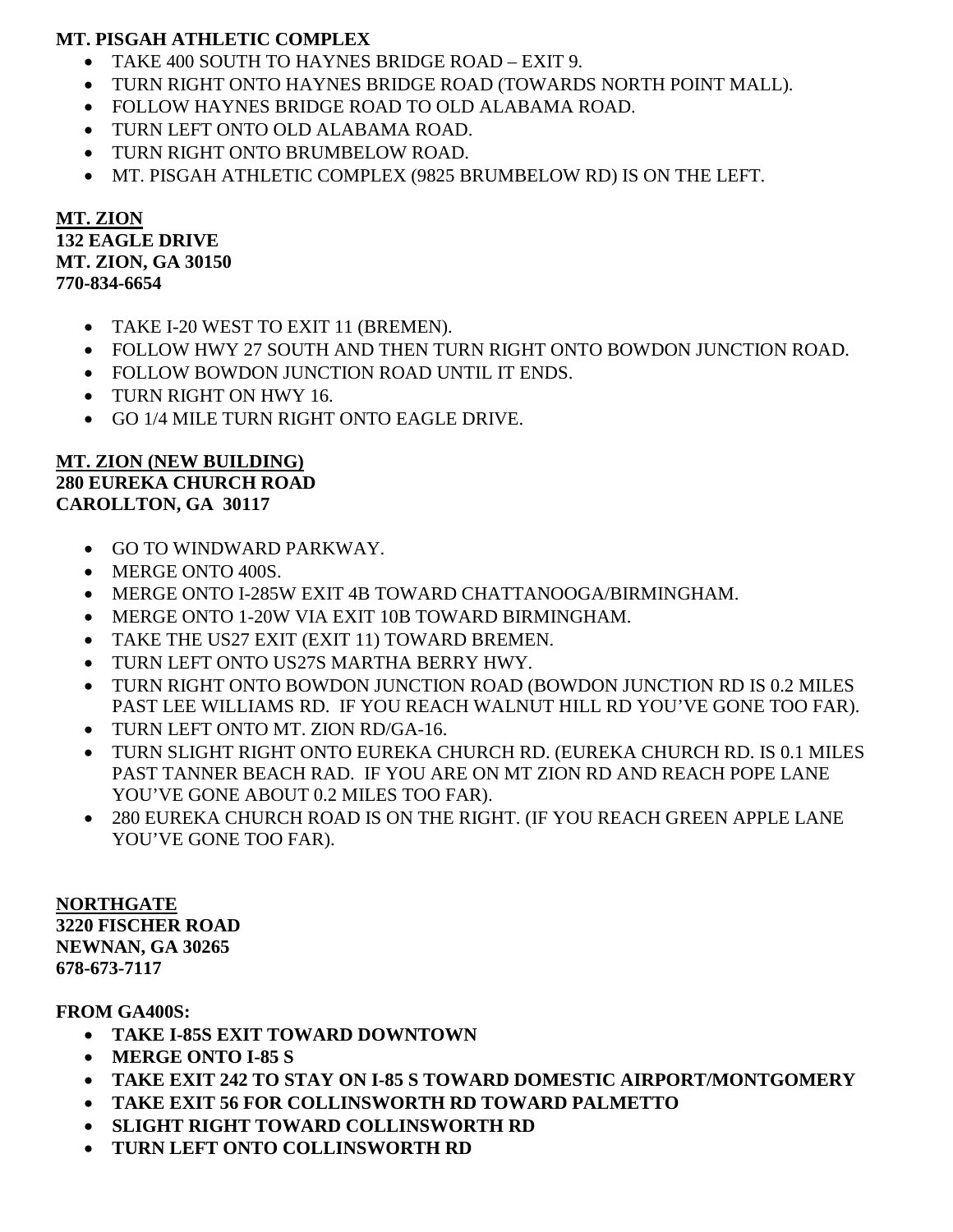**MT. PISGAH ATHLETIC COMPLEX**

- TAKE 400 SOUTH TO HAYNES BRIDGE ROAD – EXIT 9.
- TURN RIGHT ONTO HAYNES BRIDGE ROAD (TOWARDS NORTH POINT MALL).
- FOLLOW HAYNES BRIDGE ROAD TO OLD ALABAMA ROAD.
- TURN LEFT ONTO OLD ALABAMA ROAD.
- TURN RIGHT ONTO BRUMBELOW ROAD.
- MT. PISGAH ATHLETIC COMPLEX (9825 BRUMBELOW RD) IS ON THE LEFT.

**MT. ZION**
**132 EAGLE DRIVE**
**MT. ZION, GA 30150**
**770-834-6654**

- TAKE I-20 WEST TO EXIT 11 (BREMEN).
- FOLLOW HWY 27 SOUTH AND THEN TURN RIGHT ONTO BOWDON JUNCTION ROAD.
- FOLLOW BOWDON JUNCTION ROAD UNTIL IT ENDS.
- TURN RIGHT ON HWY 16.
- GO 1/4 MILE TURN RIGHT ONTO EAGLE DRIVE.

**MT. ZION (NEW BUILDING)**
**280 EUREKA CHURCH ROAD**
**CAROLLTON, GA 30117**

- GO TO WINDWARD PARKWAY.
- MERGE ONTO 400S.
- MERGE ONTO I-285W EXIT 4B TOWARD CHATTANOOGA/BIRMINGHAM.
- MERGE ONTO 1-20W VIA EXIT 10B TOWARD BIRMINGHAM.
- TAKE THE US27 EXIT (EXIT 11) TOWARD BREMEN.
- TURN LEFT ONTO US27S MARTHA BERRY HWY.
- TURN RIGHT ONTO BOWDON JUNCTION ROAD (BOWDON JUNCTION RD IS 0.2 MILES PAST LEE WILLIAMS RD. IF YOU REACH WALNUT HILL RD YOU'VE GONE TOO FAR).
- TURN LEFT ONTO MT. ZION RD/GA-16.
- TURN SLIGHT RIGHT ONTO EUREKA CHURCH RD. (EUREKA CHURCH RD. IS 0.1 MILES PAST TANNER BEACH RAD. IF YOU ARE ON MT ZION RD AND REACH POPE LANE YOU'VE GONE ABOUT 0.2 MILES TOO FAR).
- 280 EUREKA CHURCH ROAD IS ON THE RIGHT. (IF YOU REACH GREEN APPLE LANE YOU'VE GONE TOO FAR).

**NORTHGATE**
**3220 FISCHER ROAD**
**NEWNAN, GA 30265**
**678-673-7117**

**FROM GA400S:**

- **TAKE I-85S EXIT TOWARD DOWNTOWN**
- **MERGE ONTO I-85 S**
- **TAKE EXIT 242 TO STAY ON I-85 S TOWARD DOMESTIC AIRPORT/MONTGOMERY**
- **TAKE EXIT 56 FOR COLLINSWORTH RD TOWARD PALMETTO**
- **SLIGHT RIGHT TOWARD COLLINSWORTH RD**
- **TURN LEFT ONTO COLLINSWORTH RD**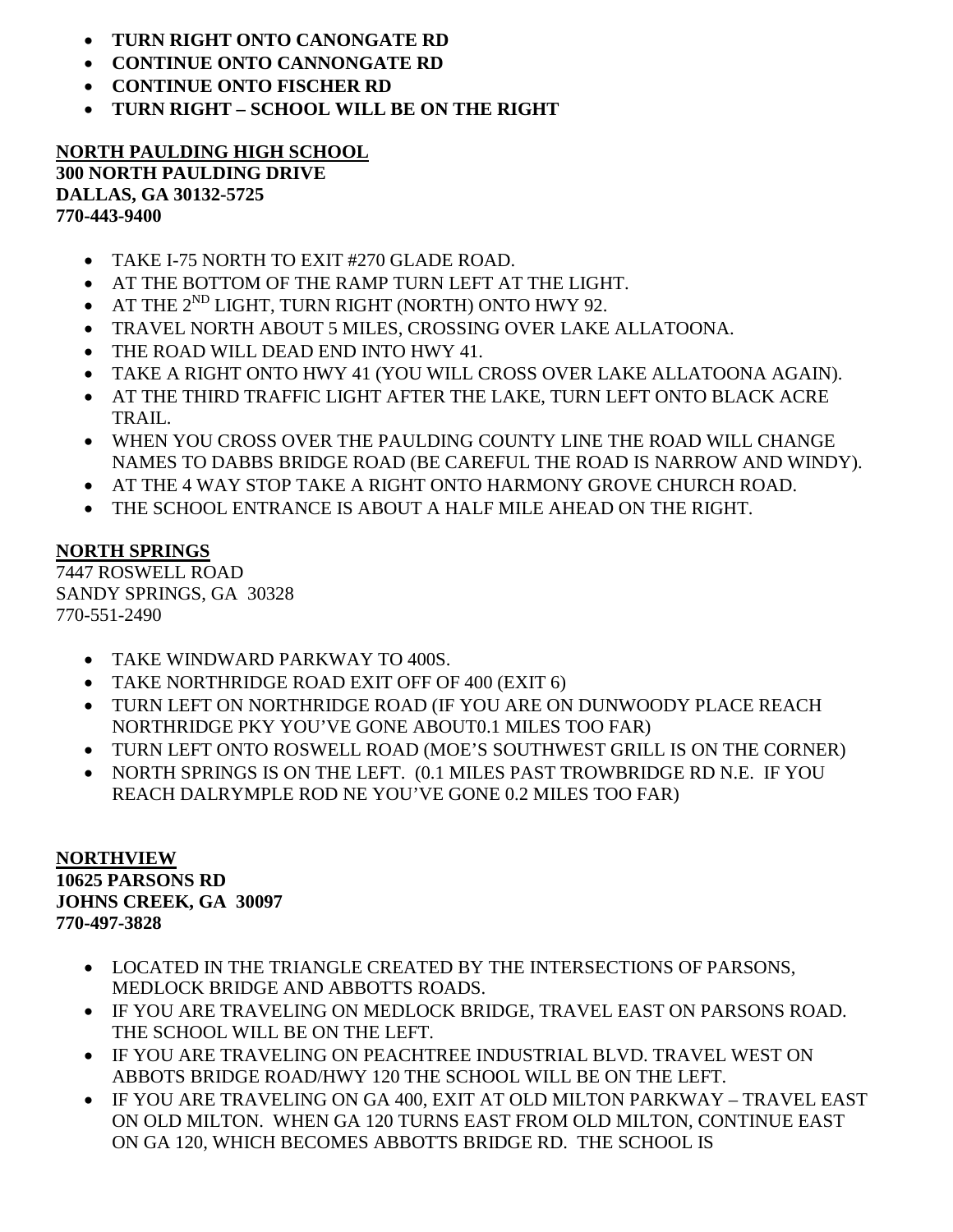- **TURN RIGHT ONTO CANONGATE RD**
- **CONTINUE ONTO CANNONGATE RD**
- **CONTINUE ONTO FISCHER RD**
- **TURN RIGHT – SCHOOL WILL BE ON THE RIGHT**

**NORTH PAULDING HIGH SCHOOL**
**300 NORTH PAULDING DRIVE**
**DALLAS, GA 30132-5725**
**770-443-9400**

- TAKE I-75 NORTH TO EXIT #270 GLADE ROAD.
- AT THE BOTTOM OF THE RAMP TURN LEFT AT THE LIGHT.
- AT THE 2ND LIGHT, TURN RIGHT (NORTH) ONTO HWY 92.
- TRAVEL NORTH ABOUT 5 MILES, CROSSING OVER LAKE ALLATOONA.
- THE ROAD WILL DEAD END INTO HWY 41.
- TAKE A RIGHT ONTO HWY 41 (YOU WILL CROSS OVER LAKE ALLATOONA AGAIN).
- AT THE THIRD TRAFFIC LIGHT AFTER THE LAKE, TURN LEFT ONTO BLACK ACRE TRAIL.
- WHEN YOU CROSS OVER THE PAULDING COUNTY LINE THE ROAD WILL CHANGE NAMES TO DABBS BRIDGE ROAD (BE CAREFUL THE ROAD IS NARROW AND WINDY).
- AT THE 4 WAY STOP TAKE A RIGHT ONTO HARMONY GROVE CHURCH ROAD.
- THE SCHOOL ENTRANCE IS ABOUT A HALF MILE AHEAD ON THE RIGHT.

**NORTH SPRINGS**
7447 ROSWELL ROAD
SANDY SPRINGS, GA 30328
770-551-2490

- TAKE WINDWARD PARKWAY TO 400S.
- TAKE NORTHRIDGE ROAD EXIT OFF OF 400 (EXIT 6)
- TURN LEFT ON NORTHRIDGE ROAD (IF YOU ARE ON DUNWOODY PLACE REACH NORTHRIDGE PKY YOU'VE GONE ABOUT0.1 MILES TOO FAR)
- TURN LEFT ONTO ROSWELL ROAD (MOE'S SOUTHWEST GRILL IS ON THE CORNER)
- NORTH SPRINGS IS ON THE LEFT. (0.1 MILES PAST TROWBRIDGE RD N.E. IF YOU REACH DALRYMPLE ROD NE YOU'VE GONE 0.2 MILES TOO FAR)

**NORTHVIEW**
**10625 PARSONS RD**
**JOHNS CREEK, GA 30097**
**770-497-3828**

- LOCATED IN THE TRIANGLE CREATED BY THE INTERSECTIONS OF PARSONS, MEDLOCK BRIDGE AND ABBOTTS ROADS.
- IF YOU ARE TRAVELING ON MEDLOCK BRIDGE, TRAVEL EAST ON PARSONS ROAD. THE SCHOOL WILL BE ON THE LEFT.
- IF YOU ARE TRAVELING ON PEACHTREE INDUSTRIAL BLVD. TRAVEL WEST ON ABBOTS BRIDGE ROAD/HWY 120 THE SCHOOL WILL BE ON THE LEFT.
- IF YOU ARE TRAVELING ON GA 400, EXIT AT OLD MILTON PARKWAY – TRAVEL EAST ON OLD MILTON. WHEN GA 120 TURNS EAST FROM OLD MILTON, CONTINUE EAST ON GA 120, WHICH BECOMES ABBOTTS BRIDGE RD. THE SCHOOL IS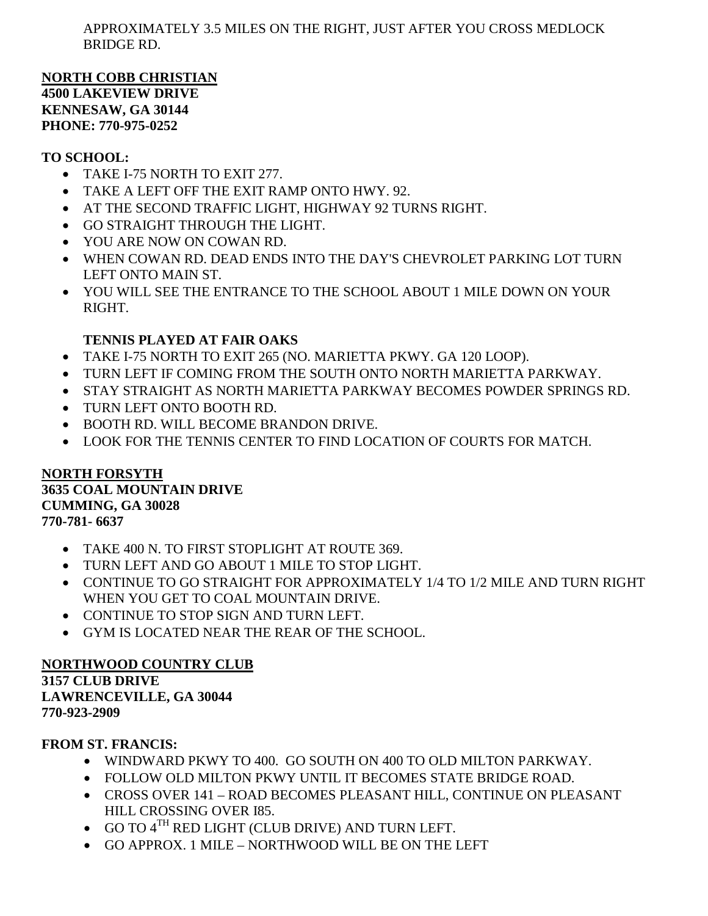APPROXIMATELY 3.5 MILES ON THE RIGHT, JUST AFTER YOU CROSS MEDLOCK BRIDGE RD.

**NORTH COBB CHRISTIAN**
**4500 LAKEVIEW DRIVE**
**KENNESAW, GA 30144**
**PHONE: 770-975-0252**

**TO SCHOOL:**

- TAKE I-75 NORTH TO EXIT 277.
- TAKE A LEFT OFF THE EXIT RAMP ONTO HWY. 92.
- AT THE SECOND TRAFFIC LIGHT, HIGHWAY 92 TURNS RIGHT.
- GO STRAIGHT THROUGH THE LIGHT.
- YOU ARE NOW ON COWAN RD.
- WHEN COWAN RD. DEAD ENDS INTO THE DAY'S CHEVROLET PARKING LOT TURN LEFT ONTO MAIN ST.
- YOU WILL SEE THE ENTRANCE TO THE SCHOOL ABOUT 1 MILE DOWN ON YOUR RIGHT.

**TENNIS PLAYED AT FAIR OAKS**

- TAKE I-75 NORTH TO EXIT 265 (NO. MARIETTA PKWY. GA 120 LOOP).
- TURN LEFT IF COMING FROM THE SOUTH ONTO NORTH MARIETTA PARKWAY.
- STAY STRAIGHT AS NORTH MARIETTA PARKWAY BECOMES POWDER SPRINGS RD.
- TURN LEFT ONTO BOOTH RD.
- BOOTH RD. WILL BECOME BRANDON DRIVE.
- LOOK FOR THE TENNIS CENTER TO FIND LOCATION OF COURTS FOR MATCH.

**NORTH FORSYTH**
**3635 COAL MOUNTAIN DRIVE**
**CUMMING, GA 30028**
**770-781- 6637**

- TAKE 400 N. TO FIRST STOPLIGHT AT ROUTE 369.
- TURN LEFT AND GO ABOUT 1 MILE TO STOP LIGHT.
- CONTINUE TO GO STRAIGHT FOR APPROXIMATELY 1/4 TO 1/2 MILE AND TURN RIGHT WHEN YOU GET TO COAL MOUNTAIN DRIVE.
- CONTINUE TO STOP SIGN AND TURN LEFT.
- GYM IS LOCATED NEAR THE REAR OF THE SCHOOL.

**NORTHWOOD COUNTRY CLUB**
**3157 CLUB DRIVE**
**LAWRENCEVILLE, GA 30044**
**770-923-2909**

**FROM ST. FRANCIS:**

- WINDWARD PKWY TO 400. GO SOUTH ON 400 TO OLD MILTON PARKWAY.
- FOLLOW OLD MILTON PKWY UNTIL IT BECOMES STATE BRIDGE ROAD.
- CROSS OVER 141 – ROAD BECOMES PLEASANT HILL, CONTINUE ON PLEASANT HILL CROSSING OVER I85.
- GO TO 4TH RED LIGHT (CLUB DRIVE) AND TURN LEFT.
- GO APPROX. 1 MILE – NORTHWOOD WILL BE ON THE LEFT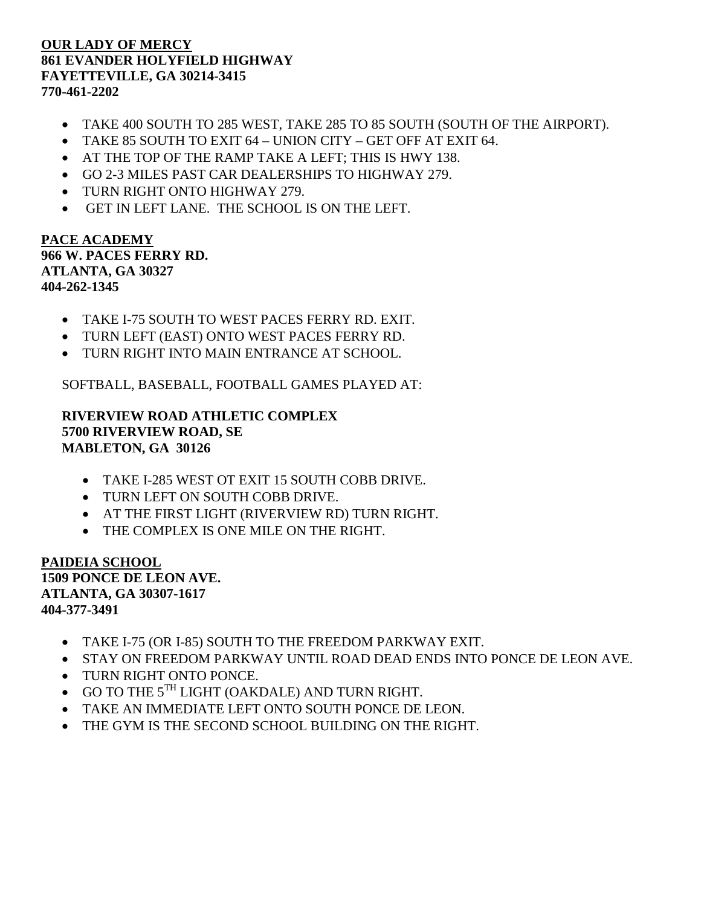**OUR LADY OF MERCY**
**861 EVANDER HOLYFIELD HIGHWAY**
**FAYETTEVILLE, GA 30214-3415**
**770-461-2202**

- TAKE 400 SOUTH TO 285 WEST, TAKE 285 TO 85 SOUTH (SOUTH OF THE AIRPORT).
- TAKE 85 SOUTH TO EXIT 64 – UNION CITY – GET OFF AT EXIT 64.
- AT THE TOP OF THE RAMP TAKE A LEFT; THIS IS HWY 138.
- GO 2-3 MILES PAST CAR DEALERSHIPS TO HIGHWAY 279.
- TURN RIGHT ONTO HIGHWAY 279.
- GET IN LEFT LANE. THE SCHOOL IS ON THE LEFT.

**PACE ACADEMY**
**966 W. PACES FERRY RD.**
**ATLANTA, GA 30327**
**404-262-1345**

- TAKE I-75 SOUTH TO WEST PACES FERRY RD. EXIT.
- TURN LEFT (EAST) ONTO WEST PACES FERRY RD.
- TURN RIGHT INTO MAIN ENTRANCE AT SCHOOL.

SOFTBALL, BASEBALL, FOOTBALL GAMES PLAYED AT:

**RIVERVIEW ROAD ATHLETIC COMPLEX**
**5700 RIVERVIEW ROAD, SE**
**MABLETON, GA 30126**

- TAKE I-285 WEST OT EXIT 15 SOUTH COBB DRIVE.
- TURN LEFT ON SOUTH COBB DRIVE.
- AT THE FIRST LIGHT (RIVERVIEW RD) TURN RIGHT.
- THE COMPLEX IS ONE MILE ON THE RIGHT.

**PAIDEIA SCHOOL**
**1509 PONCE DE LEON AVE.**
**ATLANTA, GA 30307-1617**
**404-377-3491**

- TAKE I-75 (OR I-85) SOUTH TO THE FREEDOM PARKWAY EXIT.
- STAY ON FREEDOM PARKWAY UNTIL ROAD DEAD ENDS INTO PONCE DE LEON AVE.
- TURN RIGHT ONTO PONCE.
- GO TO THE 5TH LIGHT (OAKDALE) AND TURN RIGHT.
- TAKE AN IMMEDIATE LEFT ONTO SOUTH PONCE DE LEON.
- THE GYM IS THE SECOND SCHOOL BUILDING ON THE RIGHT.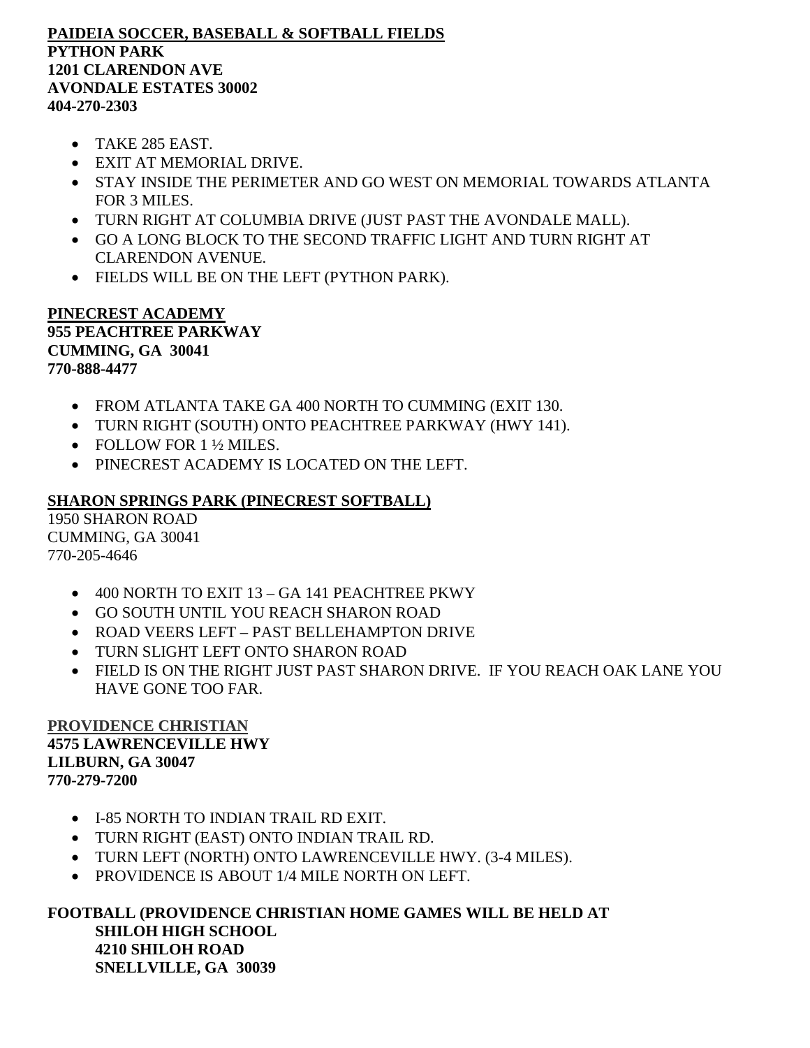**PAIDEIA SOCCER, BASEBALL & SOFTBALL FIELDS**
**PYTHON PARK**
**1201 CLARENDON AVE**
**AVONDALE ESTATES 30002**
**404-270-2303**

- TAKE 285 EAST.
- EXIT AT MEMORIAL DRIVE.
- STAY INSIDE THE PERIMETER AND GO WEST ON MEMORIAL TOWARDS ATLANTA FOR 3 MILES.
- TURN RIGHT AT COLUMBIA DRIVE (JUST PAST THE AVONDALE MALL).
- GO A LONG BLOCK TO THE SECOND TRAFFIC LIGHT AND TURN RIGHT AT CLARENDON AVENUE.
- FIELDS WILL BE ON THE LEFT (PYTHON PARK).

**PINECREST ACADEMY**
**955 PEACHTREE PARKWAY**
**CUMMING, GA 30041**
**770-888-4477**

- FROM ATLANTA TAKE GA 400 NORTH TO CUMMING (EXIT 130.
- TURN RIGHT (SOUTH) ONTO PEACHTREE PARKWAY (HWY 141).
- FOLLOW FOR 1 ½ MILES.
- PINECREST ACADEMY IS LOCATED ON THE LEFT.

**SHARON SPRINGS PARK (PINECREST SOFTBALL)**
1950 SHARON ROAD
CUMMING, GA 30041
770-205-4646

- 400 NORTH TO EXIT 13 – GA 141 PEACHTREE PKWY
- GO SOUTH UNTIL YOU REACH SHARON ROAD
- ROAD VEERS LEFT – PAST BELLEHAMPTON DRIVE
- TURN SLIGHT LEFT ONTO SHARON ROAD
- FIELD IS ON THE RIGHT JUST PAST SHARON DRIVE. IF YOU REACH OAK LANE YOU HAVE GONE TOO FAR.

**PROVIDENCE CHRISTIAN**
**4575 LAWRENCEVILLE HWY**
**LILBURN, GA 30047**
**770-279-7200**

- I-85 NORTH TO INDIAN TRAIL RD EXIT.
- TURN RIGHT (EAST) ONTO INDIAN TRAIL RD.
- TURN LEFT (NORTH) ONTO LAWRENCEVILLE HWY. (3-4 MILES).
- PROVIDENCE IS ABOUT 1/4 MILE NORTH ON LEFT.

**FOOTBALL (PROVIDENCE CHRISTIAN HOME GAMES WILL BE HELD AT**
**SHILOH HIGH SCHOOL**
**4210 SHILOH ROAD**
**SNELLVILLE, GA 30039**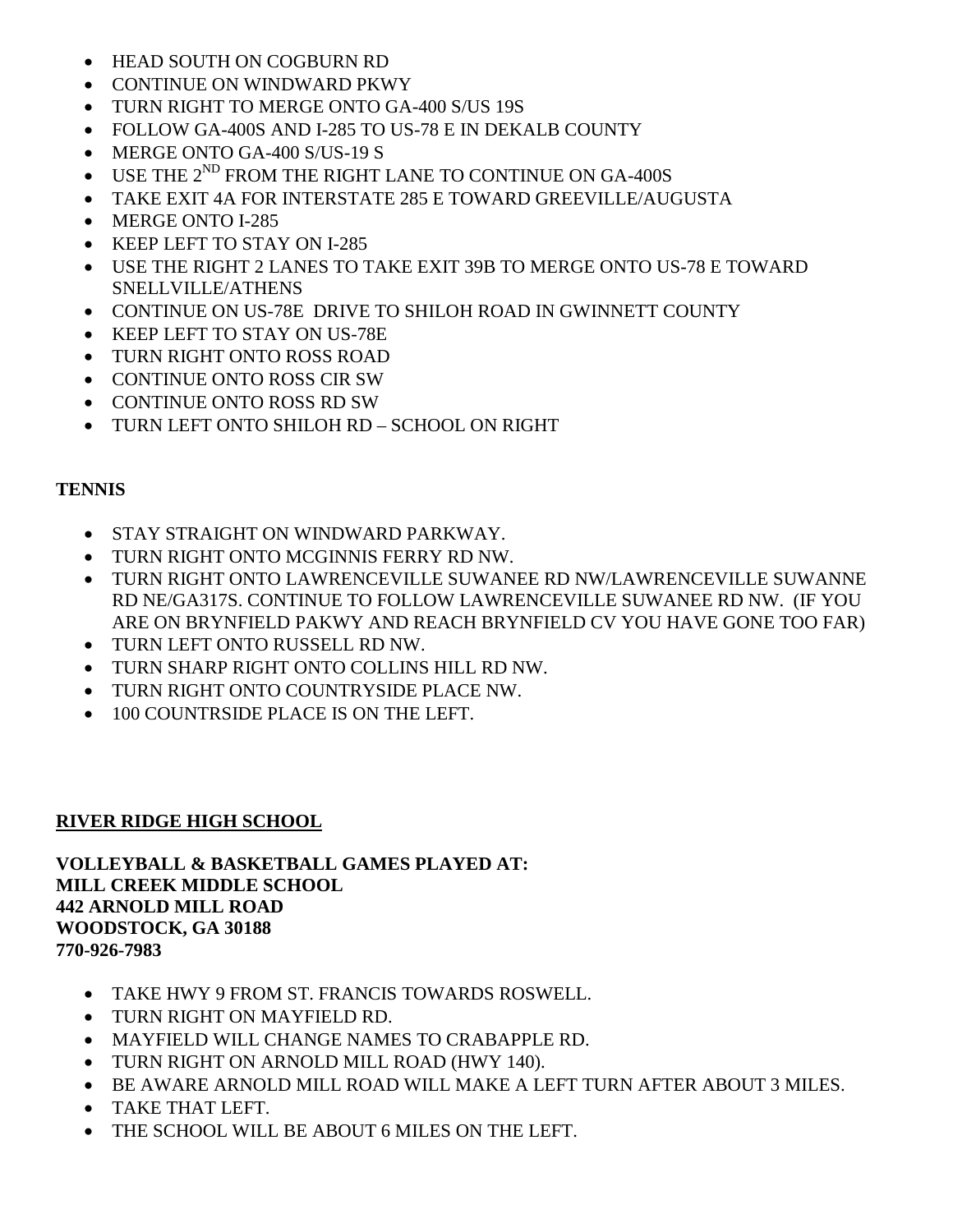- HEAD SOUTH ON COGBURN RD
- CONTINUE ON WINDWARD PKWY
- TURN RIGHT TO MERGE ONTO GA-400 S/US 19S
- FOLLOW GA-400S AND I-285 TO US-78 E IN DEKALB COUNTY
- MERGE ONTO GA-400 S/US-19 S
- USE THE 2ND FROM THE RIGHT LANE TO CONTINUE ON GA-400S
- TAKE EXIT 4A FOR INTERSTATE 285 E TOWARD GREEVILLE/AUGUSTA
- MERGE ONTO I-285
- KEEP LEFT TO STAY ON I-285
- USE THE RIGHT 2 LANES TO TAKE EXIT 39B TO MERGE ONTO US-78 E TOWARD SNELLVILLE/ATHENS
- CONTINUE ON US-78E DRIVE TO SHILOH ROAD IN GWINNETT COUNTY
- KEEP LEFT TO STAY ON US-78E
- TURN RIGHT ONTO ROSS ROAD
- CONTINUE ONTO ROSS CIR SW
- CONTINUE ONTO ROSS RD SW
- TURN LEFT ONTO SHILOH RD – SCHOOL ON RIGHT

**TENNIS**

- STAY STRAIGHT ON WINDWARD PARKWAY.
- TURN RIGHT ONTO MCGINNIS FERRY RD NW.
- TURN RIGHT ONTO LAWRENCEVILLE SUWANEE RD NW/LAWRENCEVILLE SUWANNE RD NE/GA317S. CONTINUE TO FOLLOW LAWRENCEVILLE SUWANEE RD NW. (IF YOU ARE ON BRYNFIELD PAKWY AND REACH BRYNFIELD CV YOU HAVE GONE TOO FAR)
- TURN LEFT ONTO RUSSELL RD NW.
- TURN SHARP RIGHT ONTO COLLINS HILL RD NW.
- TURN RIGHT ONTO COUNTRYSIDE PLACE NW.
- 100 COUNTRSIDE PLACE IS ON THE LEFT.

## RIVER RIDGE HIGH SCHOOL

**VOLLEYBALL & BASKETBALL GAMES PLAYED AT:**
**MILL CREEK MIDDLE SCHOOL**
**442 ARNOLD MILL ROAD**
**WOODSTOCK, GA 30188**
**770-926-7983**

- TAKE HWY 9 FROM ST. FRANCIS TOWARDS ROSWELL.
- TURN RIGHT ON MAYFIELD RD.
- MAYFIELD WILL CHANGE NAMES TO CRABAPPLE RD.
- TURN RIGHT ON ARNOLD MILL ROAD (HWY 140).
- BE AWARE ARNOLD MILL ROAD WILL MAKE A LEFT TURN AFTER ABOUT 3 MILES.
- TAKE THAT LEFT.
- THE SCHOOL WILL BE ABOUT 6 MILES ON THE LEFT.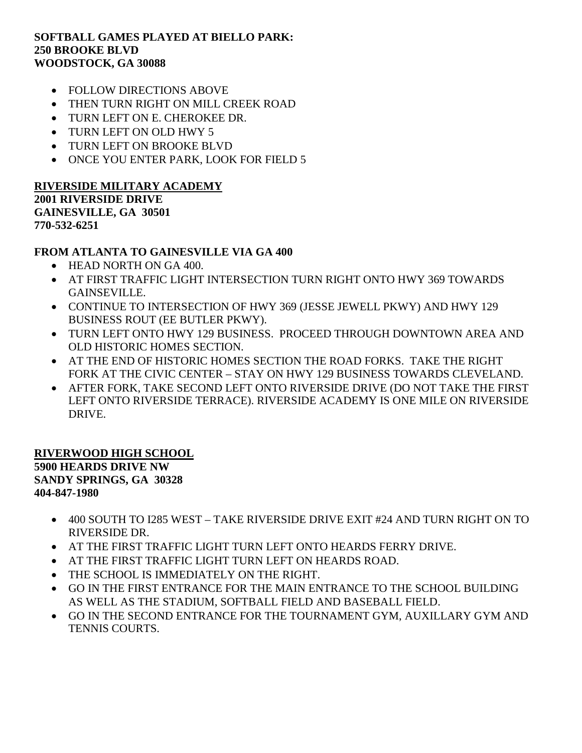**SOFTBALL GAMES PLAYED AT BIELLO PARK:**
**250 BROOKE BLVD**
**WOODSTOCK, GA 30088**

- FOLLOW DIRECTIONS ABOVE
- THEN TURN RIGHT ON MILL CREEK ROAD
- TURN LEFT ON E. CHEROKEE DR.
- TURN LEFT ON OLD HWY 5
- TURN LEFT ON BROOKE BLVD
- ONCE YOU ENTER PARK, LOOK FOR FIELD 5

**RIVERSIDE MILITARY ACADEMY**
**2001 RIVERSIDE DRIVE**
**GAINESVILLE, GA 30501**
**770-532-6251**

**FROM ATLANTA TO GAINESVILLE VIA GA 400**

- HEAD NORTH ON GA 400.
- AT FIRST TRAFFIC LIGHT INTERSECTION TURN RIGHT ONTO HWY 369 TOWARDS GAINSEVILLE.
- CONTINUE TO INTERSECTION OF HWY 369 (JESSE JEWELL PKWY) AND HWY 129 BUSINESS ROUT (EE BUTLER PKWY).
- TURN LEFT ONTO HWY 129 BUSINESS. PROCEED THROUGH DOWNTOWN AREA AND OLD HISTORIC HOMES SECTION.
- AT THE END OF HISTORIC HOMES SECTION THE ROAD FORKS. TAKE THE RIGHT FORK AT THE CIVIC CENTER – STAY ON HWY 129 BUSINESS TOWARDS CLEVELAND.
- AFTER FORK, TAKE SECOND LEFT ONTO RIVERSIDE DRIVE (DO NOT TAKE THE FIRST LEFT ONTO RIVERSIDE TERRACE). RIVERSIDE ACADEMY IS ONE MILE ON RIVERSIDE DRIVE.

**RIVERWOOD HIGH SCHOOL**
**5900 HEARDS DRIVE NW**
**SANDY SPRINGS, GA 30328**
**404-847-1980**

- 400 SOUTH TO I285 WEST – TAKE RIVERSIDE DRIVE EXIT #24 AND TURN RIGHT ON TO RIVERSIDE DR.
- AT THE FIRST TRAFFIC LIGHT TURN LEFT ONTO HEARDS FERRY DRIVE.
- AT THE FIRST TRAFFIC LIGHT TURN LEFT ON HEARDS ROAD.
- THE SCHOOL IS IMMEDIATELY ON THE RIGHT.
- GO IN THE FIRST ENTRANCE FOR THE MAIN ENTRANCE TO THE SCHOOL BUILDING AS WELL AS THE STADIUM, SOFTBALL FIELD AND BASEBALL FIELD.
- GO IN THE SECOND ENTRANCE FOR THE TOURNAMENT GYM, AUXILLARY GYM AND TENNIS COURTS.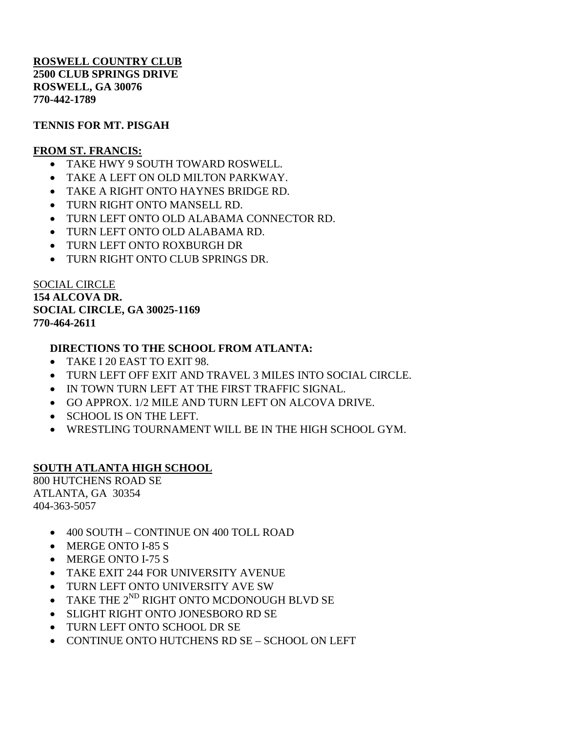**ROSWELL COUNTRY CLUB**
**2500 CLUB SPRINGS DRIVE**
**ROSWELL, GA 30076**
**770-442-1789**

**TENNIS FOR MT. PISGAH**

**FROM ST. FRANCIS:**

- TAKE HWY 9 SOUTH TOWARD ROSWELL.
- TAKE A LEFT ON OLD MILTON PARKWAY.
- TAKE A RIGHT ONTO HAYNES BRIDGE RD.
- TURN RIGHT ONTO MANSELL RD.
- TURN LEFT ONTO OLD ALABAMA CONNECTOR RD.
- TURN LEFT ONTO OLD ALABAMA RD.
- TURN LEFT ONTO ROXBURGH DR
- TURN RIGHT ONTO CLUB SPRINGS DR.

SOCIAL CIRCLE
**154 ALCOVA DR.**
**SOCIAL CIRCLE, GA 30025-1169**
**770-464-2611**

**DIRECTIONS TO THE SCHOOL FROM ATLANTA:**

- TAKE I 20 EAST TO EXIT 98.
- TURN LEFT OFF EXIT AND TRAVEL 3 MILES INTO SOCIAL CIRCLE.
- IN TOWN TURN LEFT AT THE FIRST TRAFFIC SIGNAL.
- GO APPROX. 1/2 MILE AND TURN LEFT ON ALCOVA DRIVE.
- SCHOOL IS ON THE LEFT.
- WRESTLING TOURNAMENT WILL BE IN THE HIGH SCHOOL GYM.

**SOUTH ATLANTA HIGH SCHOOL**
800 HUTCHENS ROAD SE
ATLANTA, GA 30354
404-363-5057

- 400 SOUTH – CONTINUE ON 400 TOLL ROAD
- MERGE ONTO I-85 S
- MERGE ONTO I-75 S
- TAKE EXIT 244 FOR UNIVERSITY AVENUE
- TURN LEFT ONTO UNIVERSITY AVE SW
- TAKE THE 2ND RIGHT ONTO MCDONOUGH BLVD SE
- SLIGHT RIGHT ONTO JONESBORO RD SE
- TURN LEFT ONTO SCHOOL DR SE
- CONTINUE ONTO HUTCHENS RD SE – SCHOOL ON LEFT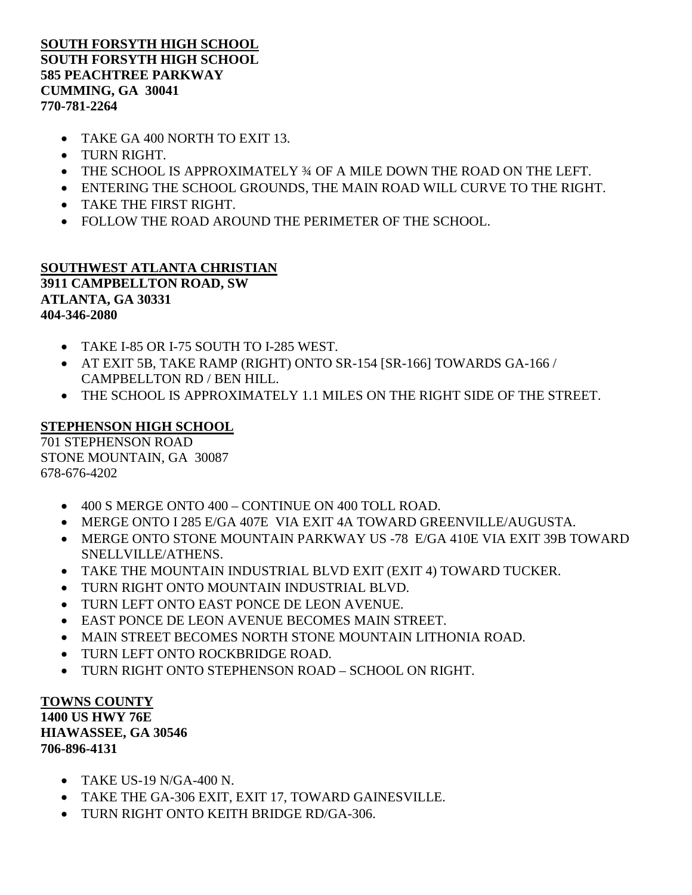**SOUTH FORSYTH HIGH SCHOOL**
**SOUTH FORSYTH HIGH SCHOOL**
**585 PEACHTREE PARKWAY**
**CUMMING, GA 30041**
**770-781-2264**

- TAKE GA 400 NORTH TO EXIT 13.
- TURN RIGHT.
- THE SCHOOL IS APPROXIMATELY ¾ OF A MILE DOWN THE ROAD ON THE LEFT.
- ENTERING THE SCHOOL GROUNDS, THE MAIN ROAD WILL CURVE TO THE RIGHT.
- TAKE THE FIRST RIGHT.
- FOLLOW THE ROAD AROUND THE PERIMETER OF THE SCHOOL.

**SOUTHWEST ATLANTA CHRISTIAN**
**3911 CAMPBELLTON ROAD, SW**
**ATLANTA, GA 30331**
**404-346-2080**

- TAKE I-85 OR I-75 SOUTH TO I-285 WEST.
- AT EXIT 5B, TAKE RAMP (RIGHT) ONTO SR-154 [SR-166] TOWARDS GA-166 / CAMPBELLTON RD / BEN HILL.
- THE SCHOOL IS APPROXIMATELY 1.1 MILES ON THE RIGHT SIDE OF THE STREET.

**STEPHENSON HIGH SCHOOL**
701 STEPHENSON ROAD
STONE MOUNTAIN, GA 30087
678-676-4202

- 400 S MERGE ONTO 400 – CONTINUE ON 400 TOLL ROAD.
- MERGE ONTO I 285 E/GA 407E VIA EXIT 4A TOWARD GREENVILLE/AUGUSTA.
- MERGE ONTO STONE MOUNTAIN PARKWAY US -78 E/GA 410E VIA EXIT 39B TOWARD SNELLVILLE/ATHENS.
- TAKE THE MOUNTAIN INDUSTRIAL BLVD EXIT (EXIT 4) TOWARD TUCKER.
- TURN RIGHT ONTO MOUNTAIN INDUSTRIAL BLVD.
- TURN LEFT ONTO EAST PONCE DE LEON AVENUE.
- EAST PONCE DE LEON AVENUE BECOMES MAIN STREET.
- MAIN STREET BECOMES NORTH STONE MOUNTAIN LITHONIA ROAD.
- TURN LEFT ONTO ROCKBRIDGE ROAD.
- TURN RIGHT ONTO STEPHENSON ROAD – SCHOOL ON RIGHT.

**TOWNS COUNTY**
**1400 US HWY 76E**
**HIAWASSEE, GA 30546**
**706-896-4131**

- TAKE US-19 N/GA-400 N.
- TAKE THE GA-306 EXIT, EXIT 17, TOWARD GAINESVILLE.
- TURN RIGHT ONTO KEITH BRIDGE RD/GA-306.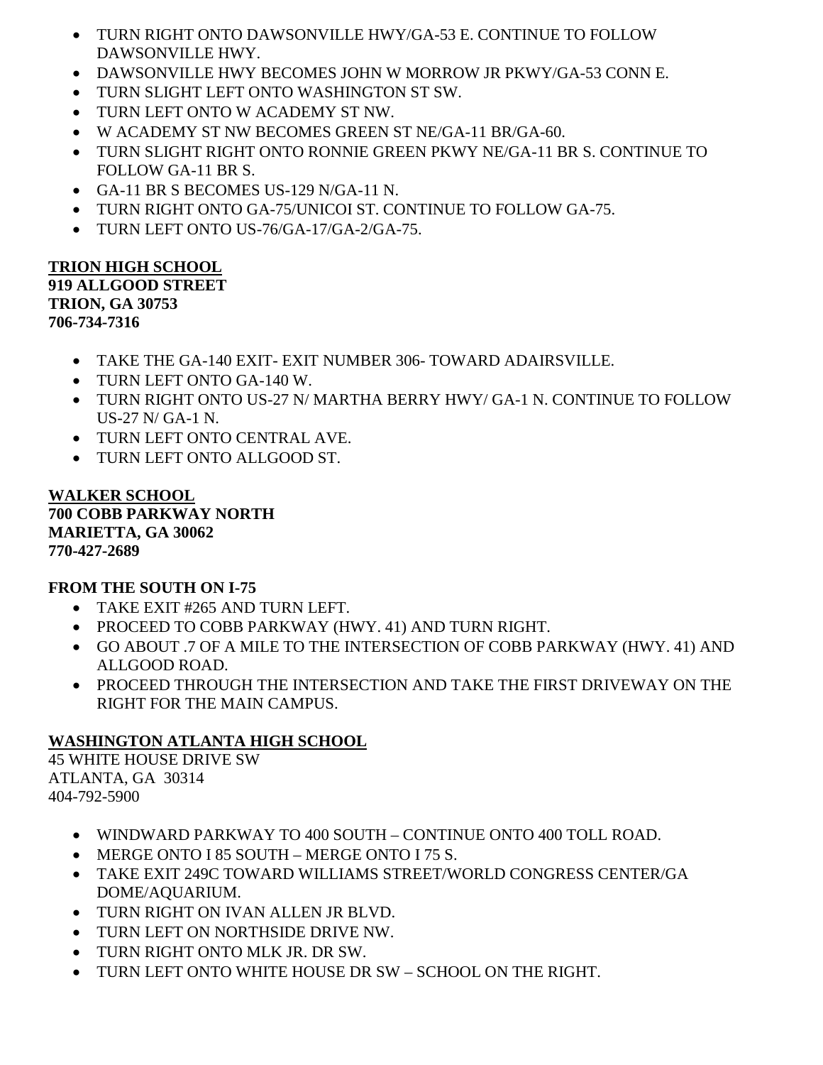- TURN RIGHT ONTO DAWSONVILLE HWY/GA-53 E. CONTINUE TO FOLLOW DAWSONVILLE HWY.
- DAWSONVILLE HWY BECOMES JOHN W MORROW JR PKWY/GA-53 CONN E.
- TURN SLIGHT LEFT ONTO WASHINGTON ST SW.
- TURN LEFT ONTO W ACADEMY ST NW.
- W ACADEMY ST NW BECOMES GREEN ST NE/GA-11 BR/GA-60.
- TURN SLIGHT RIGHT ONTO RONNIE GREEN PKWY NE/GA-11 BR S. CONTINUE TO FOLLOW GA-11 BR S.
- GA-11 BR S BECOMES US-129 N/GA-11 N.
- TURN RIGHT ONTO GA-75/UNICOI ST. CONTINUE TO FOLLOW GA-75.
- TURN LEFT ONTO US-76/GA-17/GA-2/GA-75.

**TRION HIGH SCHOOL**
**919 ALLGOOD STREET**
**TRION, GA 30753**
**706-734-7316**

- TAKE THE GA-140 EXIT- EXIT NUMBER 306- TOWARD ADAIRSVILLE.
- TURN LEFT ONTO GA-140 W.
- TURN RIGHT ONTO US-27 N/ MARTHA BERRY HWY/ GA-1 N. CONTINUE TO FOLLOW US-27 N/ GA-1 N.
- TURN LEFT ONTO CENTRAL AVE.
- TURN LEFT ONTO ALLGOOD ST.

**WALKER SCHOOL**
**700 COBB PARKWAY NORTH**
**MARIETTA, GA 30062**
**770-427-2689**

**FROM THE SOUTH ON I-75**

- TAKE EXIT #265 AND TURN LEFT.
- PROCEED TO COBB PARKWAY (HWY. 41) AND TURN RIGHT.
- GO ABOUT .7 OF A MILE TO THE INTERSECTION OF COBB PARKWAY (HWY. 41) AND ALLGOOD ROAD.
- PROCEED THROUGH THE INTERSECTION AND TAKE THE FIRST DRIVEWAY ON THE RIGHT FOR THE MAIN CAMPUS.

**WASHINGTON ATLANTA HIGH SCHOOL**
45 WHITE HOUSE DRIVE SW
ATLANTA, GA 30314
404-792-5900

- WINDWARD PARKWAY TO 400 SOUTH – CONTINUE ONTO 400 TOLL ROAD.
- MERGE ONTO I 85 SOUTH – MERGE ONTO I 75 S.
- TAKE EXIT 249C TOWARD WILLIAMS STREET/WORLD CONGRESS CENTER/GA DOME/AQUARIUM.
- TURN RIGHT ON IVAN ALLEN JR BLVD.
- TURN LEFT ON NORTHSIDE DRIVE NW.
- TURN RIGHT ONTO MLK JR. DR SW.
- TURN LEFT ONTO WHITE HOUSE DR SW – SCHOOL ON THE RIGHT.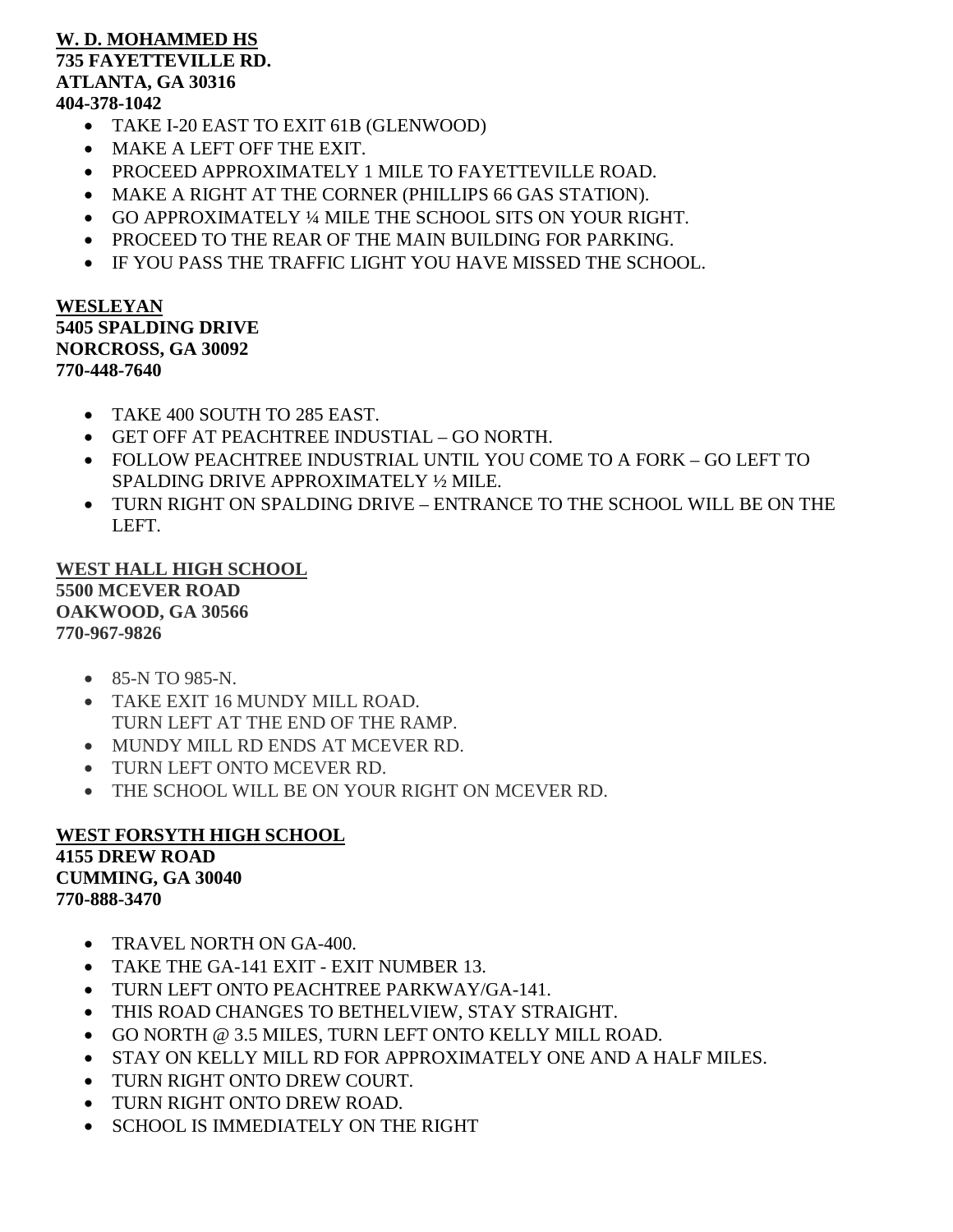**W. D. MOHAMMED HS**
**735 FAYETTEVILLE RD.**
**ATLANTA, GA 30316**
**404-378-1042**

- TAKE I-20 EAST TO EXIT 61B (GLENWOOD)
- MAKE A LEFT OFF THE EXIT.
- PROCEED APPROXIMATELY 1 MILE TO FAYETTEVILLE ROAD.
- MAKE A RIGHT AT THE CORNER (PHILLIPS 66 GAS STATION).
- GO APPROXIMATELY ¼ MILE THE SCHOOL SITS ON YOUR RIGHT.
- PROCEED TO THE REAR OF THE MAIN BUILDING FOR PARKING.
- IF YOU PASS THE TRAFFIC LIGHT YOU HAVE MISSED THE SCHOOL.

**WESLEYAN**
**5405 SPALDING DRIVE**
**NORCROSS, GA 30092**
**770-448-7640**

- TAKE 400 SOUTH TO 285 EAST.
- GET OFF AT PEACHTREE INDUSTIAL – GO NORTH.
- FOLLOW PEACHTREE INDUSTRIAL UNTIL YOU COME TO A FORK – GO LEFT TO SPALDING DRIVE APPROXIMATELY ½ MILE.
- TURN RIGHT ON SPALDING DRIVE – ENTRANCE TO THE SCHOOL WILL BE ON THE LEFT.

**WEST HALL HIGH SCHOOL**
**5500 MCEVER ROAD**
**OAKWOOD, GA 30566**
**770-967-9826**

- 85-N TO 985-N.
- TAKE EXIT 16 MUNDY MILL ROAD.
  TURN LEFT AT THE END OF THE RAMP.
- MUNDY MILL RD ENDS AT MCEVER RD.
- TURN LEFT ONTO MCEVER RD.
- THE SCHOOL WILL BE ON YOUR RIGHT ON MCEVER RD.

**WEST FORSYTH HIGH SCHOOL**
**4155 DREW ROAD**
**CUMMING, GA 30040**
**770-888-3470**

- TRAVEL NORTH ON GA-400.
- TAKE THE GA-141 EXIT - EXIT NUMBER 13.
- TURN LEFT ONTO PEACHTREE PARKWAY/GA-141.
- THIS ROAD CHANGES TO BETHELVIEW, STAY STRAIGHT.
- GO NORTH @ 3.5 MILES, TURN LEFT ONTO KELLY MILL ROAD.
- STAY ON KELLY MILL RD FOR APPROXIMATELY ONE AND A HALF MILES.
- TURN RIGHT ONTO DREW COURT.
- TURN RIGHT ONTO DREW ROAD.
- SCHOOL IS IMMEDIATELY ON THE RIGHT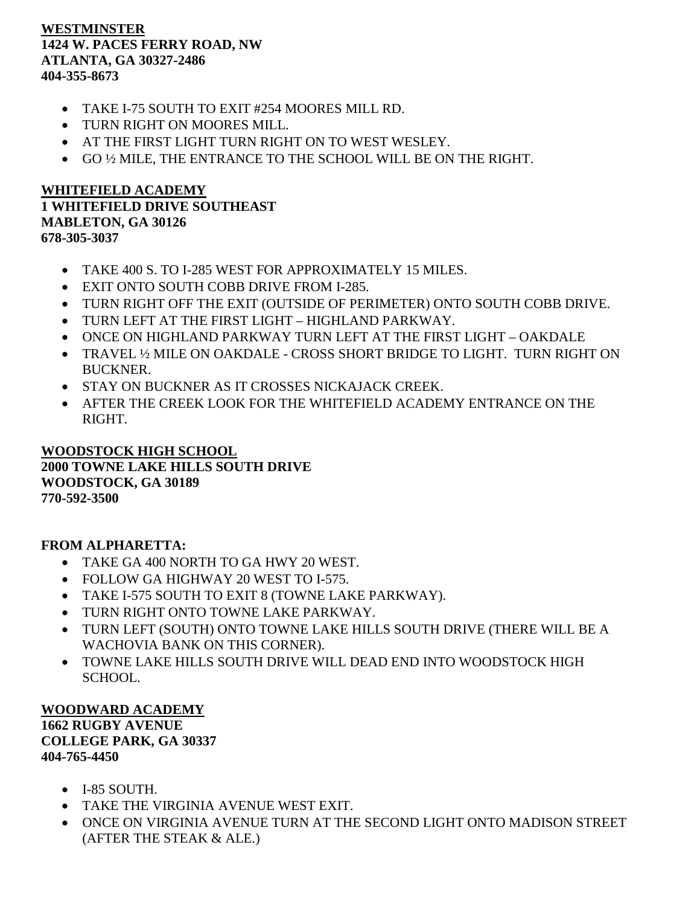**WESTMINSTER**
**1424 W. PACES FERRY ROAD, NW**
**ATLANTA, GA 30327-2486**
**404-355-8673**

- TAKE I-75 SOUTH TO EXIT #254 MOORES MILL RD.
- TURN RIGHT ON MOORES MILL.
- AT THE FIRST LIGHT TURN RIGHT ON TO WEST WESLEY.
- GO ½ MILE, THE ENTRANCE TO THE SCHOOL WILL BE ON THE RIGHT.

**WHITEFIELD ACADEMY**
**1 WHITEFIELD DRIVE SOUTHEAST**
**MABLETON, GA 30126**
**678-305-3037**

- TAKE 400 S. TO I-285 WEST FOR APPROXIMATELY 15 MILES.
- EXIT ONTO SOUTH COBB DRIVE FROM I-285.
- TURN RIGHT OFF THE EXIT (OUTSIDE OF PERIMETER) ONTO SOUTH COBB DRIVE.
- TURN LEFT AT THE FIRST LIGHT – HIGHLAND PARKWAY.
- ONCE ON HIGHLAND PARKWAY TURN LEFT AT THE FIRST LIGHT – OAKDALE
- TRAVEL ½ MILE ON OAKDALE - CROSS SHORT BRIDGE TO LIGHT. TURN RIGHT ON BUCKNER.
- STAY ON BUCKNER AS IT CROSSES NICKAJACK CREEK.
- AFTER THE CREEK LOOK FOR THE WHITEFIELD ACADEMY ENTRANCE ON THE RIGHT.

**WOODSTOCK HIGH SCHOOL**
**2000 TOWNE LAKE HILLS SOUTH DRIVE**
**WOODSTOCK, GA 30189**
**770-592-3500**

**FROM ALPHARETTA:**

- TAKE GA 400 NORTH TO GA HWY 20 WEST.
- FOLLOW GA HIGHWAY 20 WEST TO I-575.
- TAKE I-575 SOUTH TO EXIT 8 (TOWNE LAKE PARKWAY).
- TURN RIGHT ONTO TOWNE LAKE PARKWAY.
- TURN LEFT (SOUTH) ONTO TOWNE LAKE HILLS SOUTH DRIVE (THERE WILL BE A WACHOVIA BANK ON THIS CORNER).
- TOWNE LAKE HILLS SOUTH DRIVE WILL DEAD END INTO WOODSTOCK HIGH SCHOOL.

**WOODWARD ACADEMY**
**1662 RUGBY AVENUE**
**COLLEGE PARK, GA 30337**
**404-765-4450**

- I-85 SOUTH.
- TAKE THE VIRGINIA AVENUE WEST EXIT.
- ONCE ON VIRGINIA AVENUE TURN AT THE SECOND LIGHT ONTO MADISON STREET (AFTER THE STEAK & ALE.)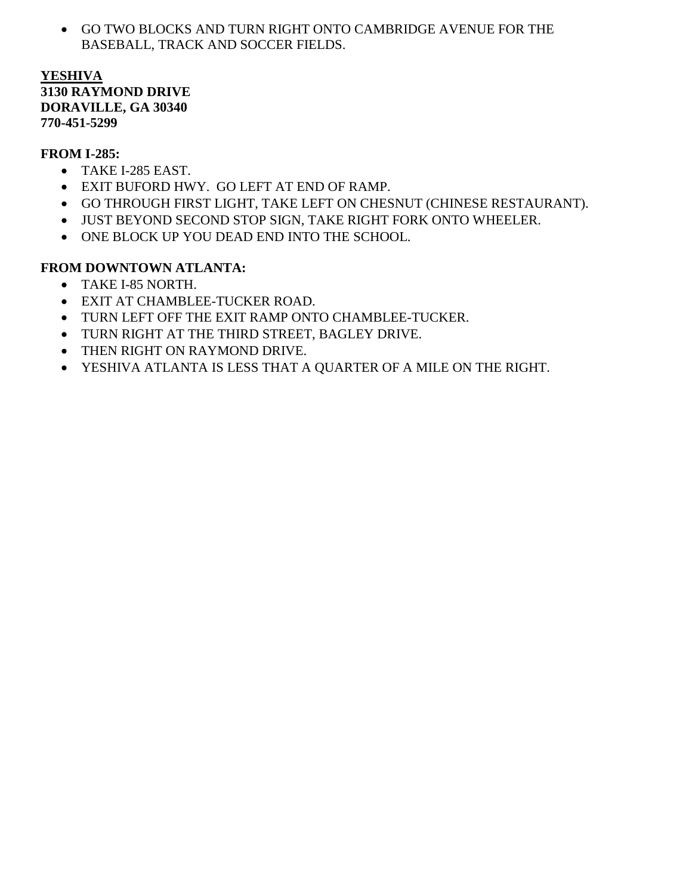- GO TWO BLOCKS AND TURN RIGHT ONTO CAMBRIDGE AVENUE FOR THE BASEBALL, TRACK AND SOCCER FIELDS.

**<u>YESHIVA</u>**
**3130 RAYMOND DRIVE**
**DORAVILLE, GA 30340**
**770-451-5299**

**FROM I-285:**

- TAKE I-285 EAST.
- EXIT BUFORD HWY. GO LEFT AT END OF RAMP.
- GO THROUGH FIRST LIGHT, TAKE LEFT ON CHESNUT (CHINESE RESTAURANT).
- JUST BEYOND SECOND STOP SIGN, TAKE RIGHT FORK ONTO WHEELER.
- ONE BLOCK UP YOU DEAD END INTO THE SCHOOL.

**FROM DOWNTOWN ATLANTA:**

- TAKE I-85 NORTH.
- EXIT AT CHAMBLEE-TUCKER ROAD.
- TURN LEFT OFF THE EXIT RAMP ONTO CHAMBLEE-TUCKER.
- TURN RIGHT AT THE THIRD STREET, BAGLEY DRIVE.
- THEN RIGHT ON RAYMOND DRIVE.
- YESHIVA ATLANTA IS LESS THAT A QUARTER OF A MILE ON THE RIGHT.